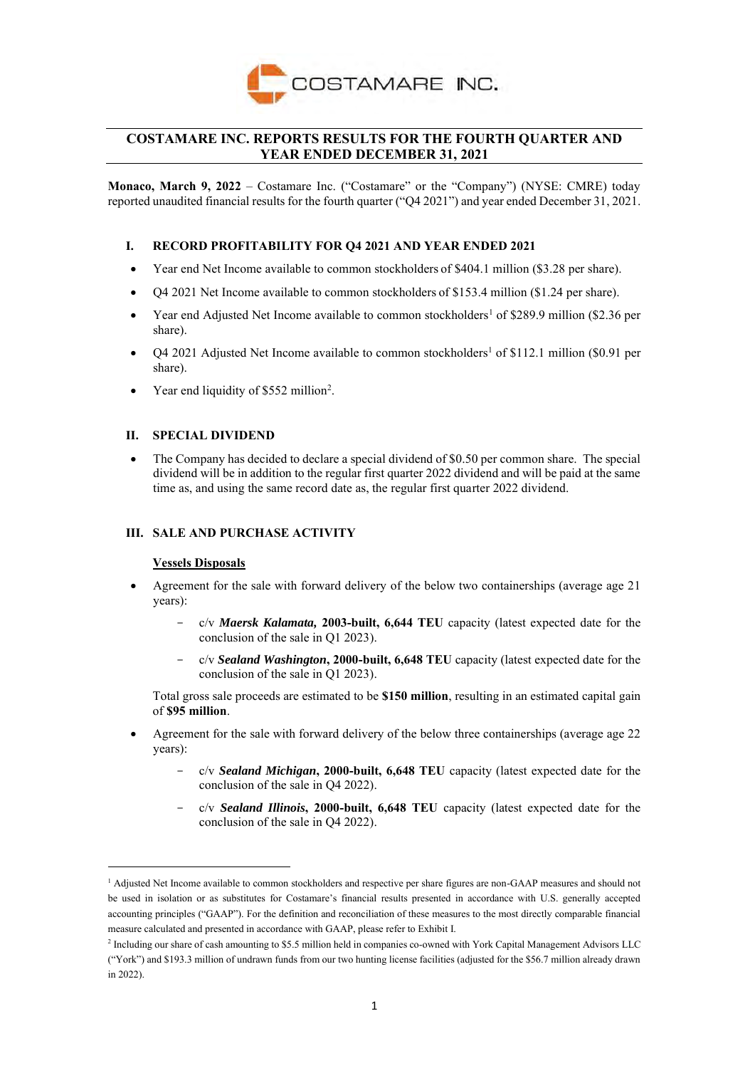COSTAMARE INC.

# COSTAMARE INC. REPORTS RESULTS FOR THE FOURTH QUARTER AND YEAR ENDED DECEMBER 31, 2021

**Monaco, March 9, 2022** – Costamare Inc. ("Costamare" or the "Company") (NYSE: CMRE) today reported unaudited financial results for the fourth quarter ("Q4 2021") and year ended December 31, 2021.

## I. RECORD PROFITABILITY FOR Q4 2021 AND YEAR ENDED 2021

- Year end Net Income available to common stockholders of $404.1 million ($3.28 per share).
- Q4 2021 Net Income available to common stockholders of $153.4 million ($1.24 per share).
- Year end Adjusted Net Income available to common stockholders[1] of $289.9 million ($2.36 per share).
- Q4 2021 Adjusted Net Income available to common stockholders[1] of $112.1 million ($0.91 per share).
- Year end liquidity of $552 million[2].

## II. SPECIAL DIVIDEND

- The Company has decided to declare a special dividend of $0.50 per common share. The special dividend will be in addition to the regular first quarter 2022 dividend and will be paid at the same time as, and using the same record date as, the regular first quarter 2022 dividend.

## III. SALE AND PURCHASE ACTIVITY

### Vessels Disposals

- Agreement for the sale with forward delivery of the below two containerships (average age 21 years):
  - c/v ***Maersk Kalamata,*** **2003-built, 6,644 TEU** capacity (latest expected date for the conclusion of the sale in Q1 2023).
  - c/v ***Sealand Washington*****, 2000-built, 6,648 TEU** capacity (latest expected date for the conclusion of the sale in Q1 2023).

  Total gross sale proceeds are estimated to be **$150 million**, resulting in an estimated capital gain of **$95 million**.

- Agreement for the sale with forward delivery of the below three containerships (average age 22 years):
  - c/v ***Sealand Michigan*****, 2000-built, 6,648 TEU** capacity (latest expected date for the conclusion of the sale in Q4 2022).
  - c/v ***Sealand Illinois*****, 2000-built, 6,648 TEU** capacity (latest expected date for the conclusion of the sale in Q4 2022).

---

[1] Adjusted Net Income available to common stockholders and respective per share figures are non-GAAP measures and should not be used in isolation or as substitutes for Costamare's financial results presented in accordance with U.S. generally accepted accounting principles ("GAAP"). For the definition and reconciliation of these measures to the most directly comparable financial measure calculated and presented in accordance with GAAP, please refer to Exhibit I.

[2] Including our share of cash amounting to $5.5 million held in companies co-owned with York Capital Management Advisors LLC ("York") and $193.3 million of undrawn funds from our two hunting license facilities (adjusted for the $56.7 million already drawn in 2022).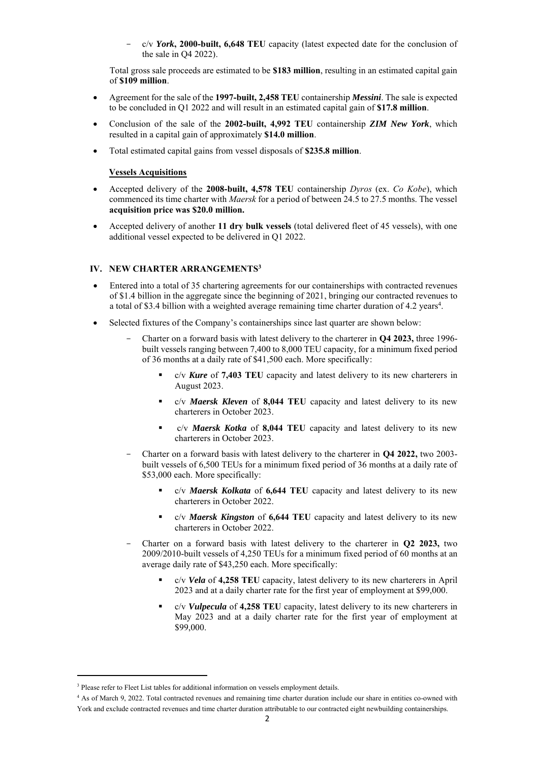- c/v ***York*, 2000-built, 6,648 TEU** capacity (latest expected date for the conclusion of the sale in Q4 2022).

  Total gross sale proceeds are estimated to be **$183 million**, resulting in an estimated capital gain of **$109 million**.

- Agreement for the sale of the **1997-built, 2,458 TEU** containership ***Messini***. The sale is expected to be concluded in Q1 2022 and will result in an estimated capital gain of **$17.8 million**.
- Conclusion of the sale of the **2002-built, 4,992 TEU** containership ***ZIM New York***, which resulted in a capital gain of approximately **$14.0 million**.
- Total estimated capital gains from vessel disposals of **$235.8 million**.

**Vessels Acquisitions**

- Accepted delivery of the **2008-built, 4,578 TEU** containership *Dyros* (ex. *Co Kobe*), which commenced its time charter with *Maersk* for a period of between 24.5 to 27.5 months. The vessel **acquisition price was $20.0 million.**
- Accepted delivery of another **11 dry bulk vessels** (total delivered fleet of 45 vessels), with one additional vessel expected to be delivered in Q1 2022.

## IV. NEW CHARTER ARRANGEMENTS[3]

- Entered into a total of 35 chartering agreements for our containerships with contracted revenues of $1.4 billion in the aggregate since the beginning of 2021, bringing our contracted revenues to a total of $3.4 billion with a weighted average remaining time charter duration of 4.2 years[4].
- Selected fixtures of the Company's containerships since last quarter are shown below:
  - Charter on a forward basis with latest delivery to the charterer in **Q4 2023,** three 1996-built vessels ranging between 7,400 to 8,000 TEU capacity, for a minimum fixed period of 36 months at a daily rate of $41,500 each. More specifically:
    - c/v ***Kure*** of **7,403 TEU** capacity and latest delivery to its new charterers in August 2023.
    - c/v ***Maersk Kleven*** of **8,044 TEU** capacity and latest delivery to its new charterers in October 2023.
    - c/v ***Maersk Kotka*** of **8,044 TEU** capacity and latest delivery to its new charterers in October 2023.
  - Charter on a forward basis with latest delivery to the charterer in **Q4 2022,** two 2003-built vessels of 6,500 TEUs for a minimum fixed period of 36 months at a daily rate of $53,000 each. More specifically:
    - c/v ***Maersk Kolkata*** of **6,644 TEU** capacity and latest delivery to its new charterers in October 2022.
    - c/v ***Maersk Kingston*** of **6,644 TEU** capacity and latest delivery to its new charterers in October 2022.
  - Charter on a forward basis with latest delivery to the charterer in **Q2 2023,** two 2009/2010-built vessels of 4,250 TEUs for a minimum fixed period of 60 months at an average daily rate of $43,250 each. More specifically:
    - c/v ***Vela*** of **4,258 TEU** capacity, latest delivery to its new charterers in April 2023 and at a daily charter rate for the first year of employment at $99,000.
    - c/v ***Vulpecula*** of **4,258 TEU** capacity, latest delivery to its new charterers in May 2023 and at a daily charter rate for the first year of employment at $99,000.

---

[3] Please refer to Fleet List tables for additional information on vessels employment details.

[4] As of March 9, 2022. Total contracted revenues and remaining time charter duration include our share in entities co-owned with York and exclude contracted revenues and time charter duration attributable to our contracted eight newbuilding containerships.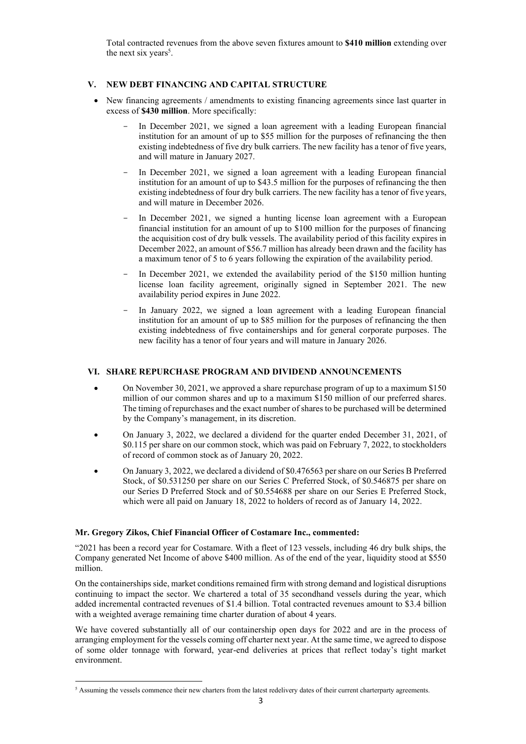Total contracted revenues from the above seven fixtures amount to **$410 million** extending over the next six years[5].

## V. NEW DEBT FINANCING AND CAPITAL STRUCTURE

- New financing agreements / amendments to existing financing agreements since last quarter in excess of **$430 million**. More specifically:
  - In December 2021, we signed a loan agreement with a leading European financial institution for an amount of up to $55 million for the purposes of refinancing the then existing indebtedness of five dry bulk carriers. The new facility has a tenor of five years, and will mature in January 2027.
  - In December 2021, we signed a loan agreement with a leading European financial institution for an amount of up to $43.5 million for the purposes of refinancing the then existing indebtedness of four dry bulk carriers. The new facility has a tenor of five years, and will mature in December 2026.
  - In December 2021, we signed a hunting license loan agreement with a European financial institution for an amount of up to $100 million for the purposes of financing the acquisition cost of dry bulk vessels. The availability period of this facility expires in December 2022, an amount of $56.7 million has already been drawn and the facility has a maximum tenor of 5 to 6 years following the expiration of the availability period.
  - In December 2021, we extended the availability period of the $150 million hunting license loan facility agreement, originally signed in September 2021. The new availability period expires in June 2022.
  - In January 2022, we signed a loan agreement with a leading European financial institution for an amount of up to $85 million for the purposes of refinancing the then existing indebtedness of five containerships and for general corporate purposes. The new facility has a tenor of four years and will mature in January 2026.

## VI. SHARE REPURCHASE PROGRAM AND DIVIDEND ANNOUNCEMENTS

- On November 30, 2021, we approved a share repurchase program of up to a maximum $150 million of our common shares and up to a maximum $150 million of our preferred shares. The timing of repurchases and the exact number of shares to be purchased will be determined by the Company's management, in its discretion.
- On January 3, 2022, we declared a dividend for the quarter ended December 31, 2021, of $0.115 per share on our common stock, which was paid on February 7, 2022, to stockholders of record of common stock as of January 20, 2022.
- On January 3, 2022, we declared a dividend of $0.476563 per share on our Series B Preferred Stock, of $0.531250 per share on our Series C Preferred Stock, of $0.546875 per share on our Series D Preferred Stock and of $0.554688 per share on our Series E Preferred Stock, which were all paid on January 18, 2022 to holders of record as of January 14, 2022.

**Mr. Gregory Zikos, Chief Financial Officer of Costamare Inc., commented:**

"2021 has been a record year for Costamare. With a fleet of 123 vessels, including 46 dry bulk ships, the Company generated Net Income of above $400 million. As of the end of the year, liquidity stood at $550 million.

On the containerships side, market conditions remained firm with strong demand and logistical disruptions continuing to impact the sector. We chartered a total of 35 secondhand vessels during the year, which added incremental contracted revenues of $1.4 billion. Total contracted revenues amount to $3.4 billion with a weighted average remaining time charter duration of about 4 years.

We have covered substantially all of our containership open days for 2022 and are in the process of arranging employment for the vessels coming off charter next year. At the same time, we agreed to dispose of some older tonnage with forward, year-end deliveries at prices that reflect today's tight market environment.

[5] Assuming the vessels commence their new charters from the latest redelivery dates of their current charterparty agreements.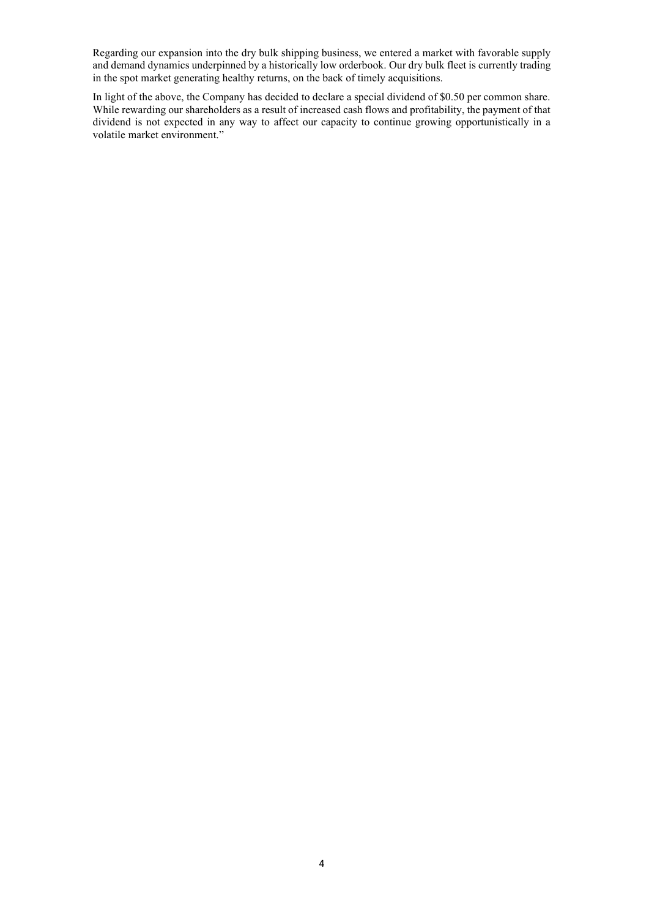Regarding our expansion into the dry bulk shipping business, we entered a market with favorable supply and demand dynamics underpinned by a historically low orderbook. Our dry bulk fleet is currently trading in the spot market generating healthy returns, on the back of timely acquisitions.

In light of the above, the Company has decided to declare a special dividend of $0.50 per common share. While rewarding our shareholders as a result of increased cash flows and profitability, the payment of that dividend is not expected in any way to affect our capacity to continue growing opportunistically in a volatile market environment."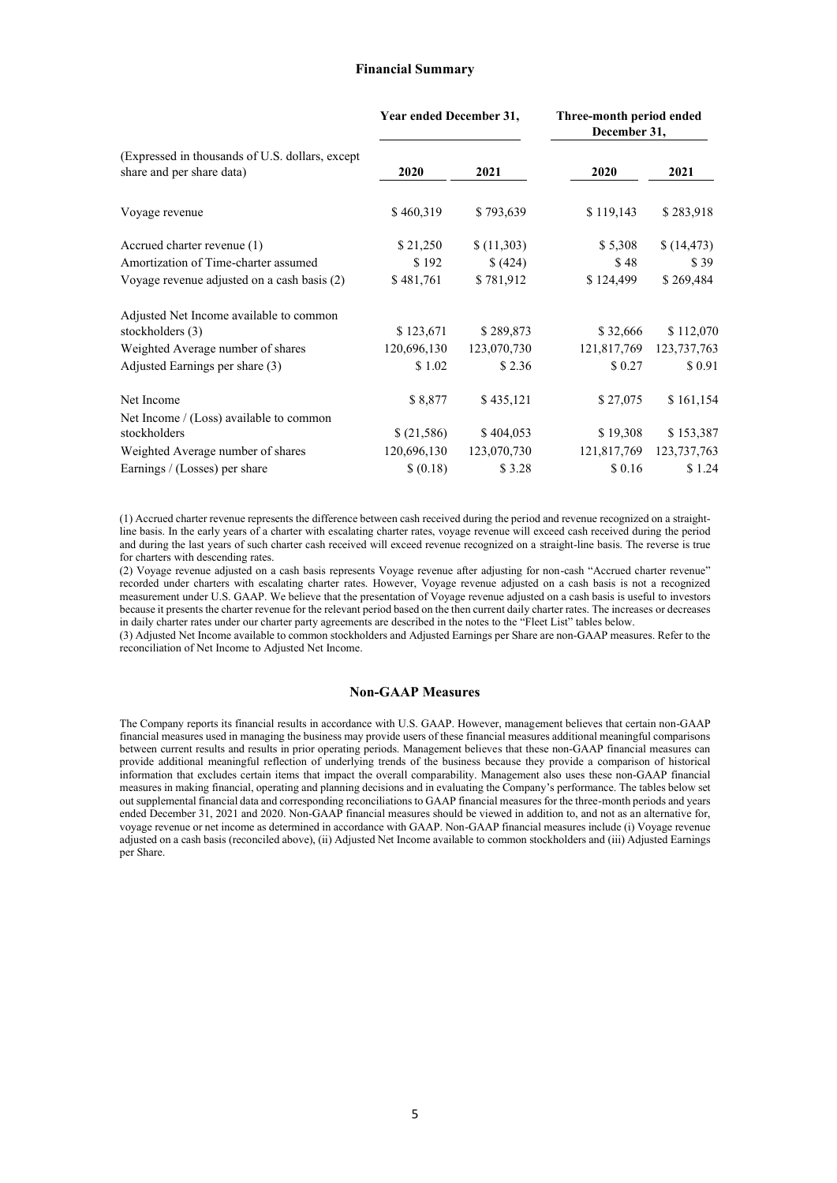## Financial Summary

| (Expressed in thousands of U.S. dollars, except share and per share data) | Year ended December 31, | | Three-month period ended December 31, | |
|---|---|---|---|---|
| | 2020 | 2021 | 2020 | 2021 |
| Voyage revenue | $ 460,319 | $ 793,639 | $ 119,143 | $ 283,918 |
| Accrued charter revenue (1) | $ 21,250 | $ (11,303) | $ 5,308 | $ (14,473) |
| Amortization of Time-charter assumed | $ 192 | $ (424) | $ 48 | $ 39 |
| Voyage revenue adjusted on a cash basis (2) | $ 481,761 | $ 781,912 | $ 124,499 | $ 269,484 |
| Adjusted Net Income available to common stockholders (3) | $ 123,671 | $ 289,873 | $ 32,666 | $ 112,070 |
| Weighted Average number of shares | 120,696,130 | 123,070,730 | 121,817,769 | 123,737,763 |
| Adjusted Earnings per share (3) | $ 1.02 | $ 2.36 | $ 0.27 | $ 0.91 |
| Net Income | $ 8,877 | $ 435,121 | $ 27,075 | $ 161,154 |
| Net Income / (Loss) available to common stockholders | $ (21,586) | $ 404,053 | $ 19,308 | $ 153,387 |
| Weighted Average number of shares | 120,696,130 | 123,070,730 | 121,817,769 | 123,737,763 |
| Earnings / (Losses) per share | $ (0.18) | $ 3.28 | $ 0.16 | $ 1.24 |

(1) Accrued charter revenue represents the difference between cash received during the period and revenue recognized on a straight-line basis. In the early years of a charter with escalating charter rates, voyage revenue will exceed cash received during the period and during the last years of such charter cash received will exceed revenue recognized on a straight-line basis. The reverse is true for charters with descending rates.

(2) Voyage revenue adjusted on a cash basis represents Voyage revenue after adjusting for non-cash "Accrued charter revenue" recorded under charters with escalating charter rates. However, Voyage revenue adjusted on a cash basis is not a recognized measurement under U.S. GAAP. We believe that the presentation of Voyage revenue adjusted on a cash basis is useful to investors because it presents the charter revenue for the relevant period based on the then current daily charter rates. The increases or decreases in daily charter rates under our charter party agreements are described in the notes to the "Fleet List" tables below.

(3) Adjusted Net Income available to common stockholders and Adjusted Earnings per Share are non-GAAP measures. Refer to the reconciliation of Net Income to Adjusted Net Income.

## Non-GAAP Measures

The Company reports its financial results in accordance with U.S. GAAP. However, management believes that certain non-GAAP financial measures used in managing the business may provide users of these financial measures additional meaningful comparisons between current results and results in prior operating periods. Management believes that these non-GAAP financial measures can provide additional meaningful reflection of underlying trends of the business because they provide a comparison of historical information that excludes certain items that impact the overall comparability. Management also uses these non-GAAP financial measures in making financial, operating and planning decisions and in evaluating the Company's performance. The tables below set out supplemental financial data and corresponding reconciliations to GAAP financial measures for the three-month periods and years ended December 31, 2021 and 2020. Non-GAAP financial measures should be viewed in addition to, and not as an alternative for, voyage revenue or net income as determined in accordance with GAAP. Non-GAAP financial measures include (i) Voyage revenue adjusted on a cash basis (reconciled above), (ii) Adjusted Net Income available to common stockholders and (iii) Adjusted Earnings per Share.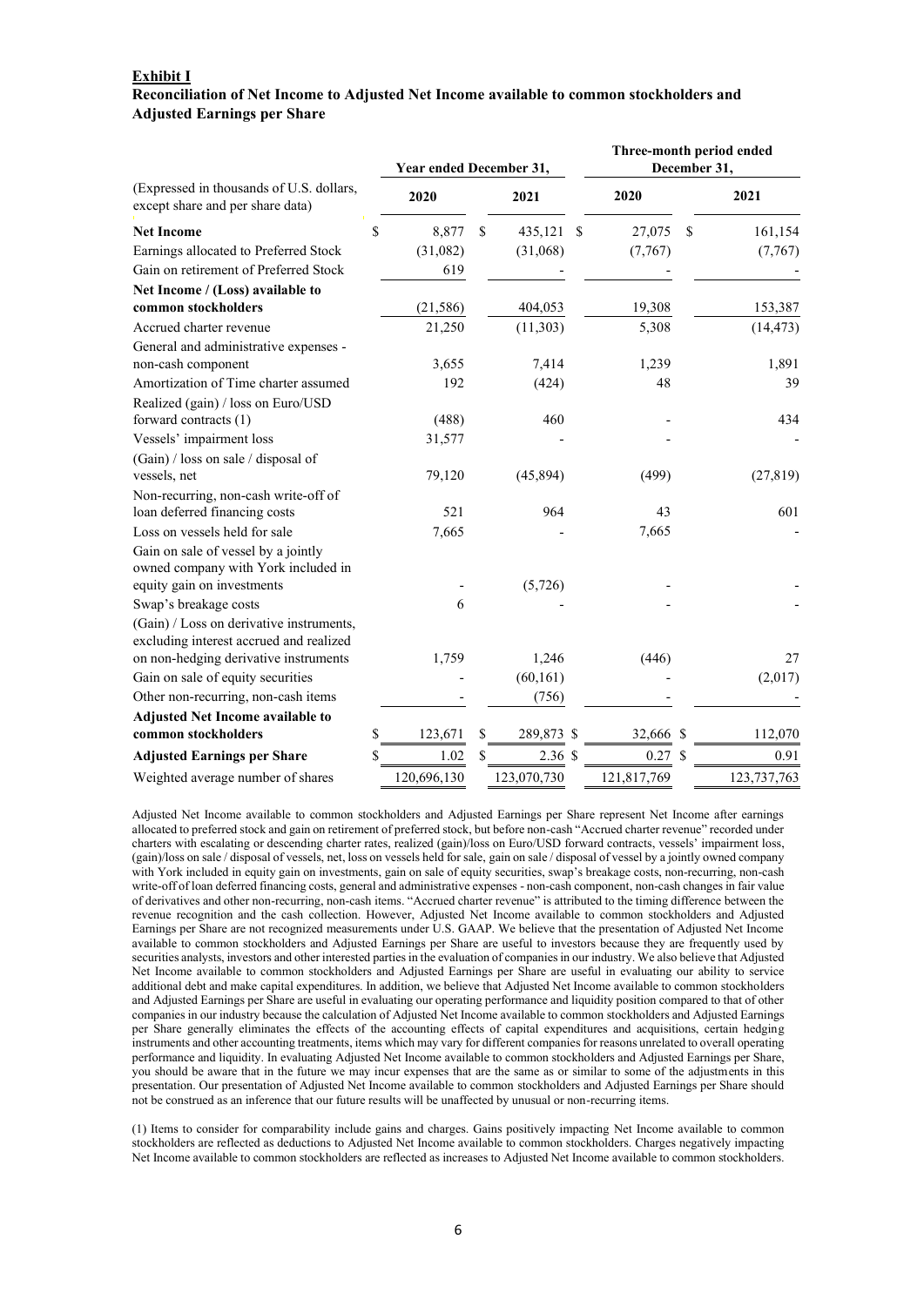**Exhibit I**

**Reconciliation of Net Income to Adjusted Net Income available to common stockholders and Adjusted Earnings per Share**

| (Expressed in thousands of U.S. dollars, except share and per share data) | Year ended December 31, | | Three-month period ended December 31, | |
|---|---|---|---|---|
| | 2020 | 2021 | 2020 | 2021 |
| **Net Income** | $ 8,877 | $ 435,121 | $ 27,075 | $ 161,154 |
| Earnings allocated to Preferred Stock | (31,082) | (31,068) | (7,767) | (7,767) |
| Gain on retirement of Preferred Stock | 619 | - | - | - |
| **Net Income / (Loss) available to common stockholders** | (21,586) | 404,053 | 19,308 | 153,387 |
| Accrued charter revenue | 21,250 | (11,303) | 5,308 | (14,473) |
| General and administrative expenses - non-cash component | 3,655 | 7,414 | 1,239 | 1,891 |
| Amortization of Time charter assumed | 192 | (424) | 48 | 39 |
| Realized (gain) / loss on Euro/USD forward contracts (1) | (488) | 460 | - | 434 |
| Vessels' impairment loss | 31,577 | - | - | - |
| (Gain) / loss on sale / disposal of vessels, net | 79,120 | (45,894) | (499) | (27,819) |
| Non-recurring, non-cash write-off of loan deferred financing costs | 521 | 964 | 43 | 601 |
| Loss on vessels held for sale | 7,665 | - | 7,665 | - |
| Gain on sale of vessel by a jointly owned company with York included in equity gain on investments | - | (5,726) | - | - |
| Swap's breakage costs | 6 | - | - | - |
| (Gain) / Loss on derivative instruments, excluding interest accrued and realized on non-hedging derivative instruments | 1,759 | 1,246 | (446) | 27 |
| Gain on sale of equity securities | - | (60,161) | - | (2,017) |
| Other non-recurring, non-cash items | - | (756) | - | - |
| **Adjusted Net Income available to common stockholders** | $ 123,671 | $ 289,873 | $ 32,666 | $ 112,070 |
| **Adjusted Earnings per Share** | $ 1.02 | $ 2.36 | $ 0.27 | $ 0.91 |
| Weighted average number of shares | 120,696,130 | 123,070,730 | 121,817,769 | 123,737,763 |

Adjusted Net Income available to common stockholders and Adjusted Earnings per Share represent Net Income after earnings allocated to preferred stock and gain on retirement of preferred stock, but before non-cash "Accrued charter revenue" recorded under charters with escalating or descending charter rates, realized (gain)/loss on Euro/USD forward contracts, vessels' impairment loss, (gain)/loss on sale / disposal of vessels, net, loss on vessels held for sale, gain on sale / disposal of vessel by a jointly owned company with York included in equity gain on investments, gain on sale of equity securities, swap's breakage costs, non-recurring, non-cash write-off of loan deferred financing costs, general and administrative expenses - non-cash component, non-cash changes in fair value of derivatives and other non-recurring, non-cash items. "Accrued charter revenue" is attributed to the timing difference between the revenue recognition and the cash collection. However, Adjusted Net Income available to common stockholders and Adjusted Earnings per Share are not recognized measurements under U.S. GAAP. We believe that the presentation of Adjusted Net Income available to common stockholders and Adjusted Earnings per Share are useful to investors because they are frequently used by securities analysts, investors and other interested parties in the evaluation of companies in our industry. We also believe that Adjusted Net Income available to common stockholders and Adjusted Earnings per Share are useful in evaluating our ability to service additional debt and make capital expenditures. In addition, we believe that Adjusted Net Income available to common stockholders and Adjusted Earnings per Share are useful in evaluating our operating performance and liquidity position compared to that of other companies in our industry because the calculation of Adjusted Net Income available to common stockholders and Adjusted Earnings per Share generally eliminates the effects of the accounting effects of capital expenditures and acquisitions, certain hedging instruments and other accounting treatments, items which may vary for different companies for reasons unrelated to overall operating performance and liquidity. In evaluating Adjusted Net Income available to common stockholders and Adjusted Earnings per Share, you should be aware that in the future we may incur expenses that are the same as or similar to some of the adjustments in this presentation. Our presentation of Adjusted Net Income available to common stockholders and Adjusted Earnings per Share should not be construed as an inference that our future results will be unaffected by unusual or non-recurring items.

(1) Items to consider for comparability include gains and charges. Gains positively impacting Net Income available to common stockholders are reflected as deductions to Adjusted Net Income available to common stockholders. Charges negatively impacting Net Income available to common stockholders are reflected as increases to Adjusted Net Income available to common stockholders.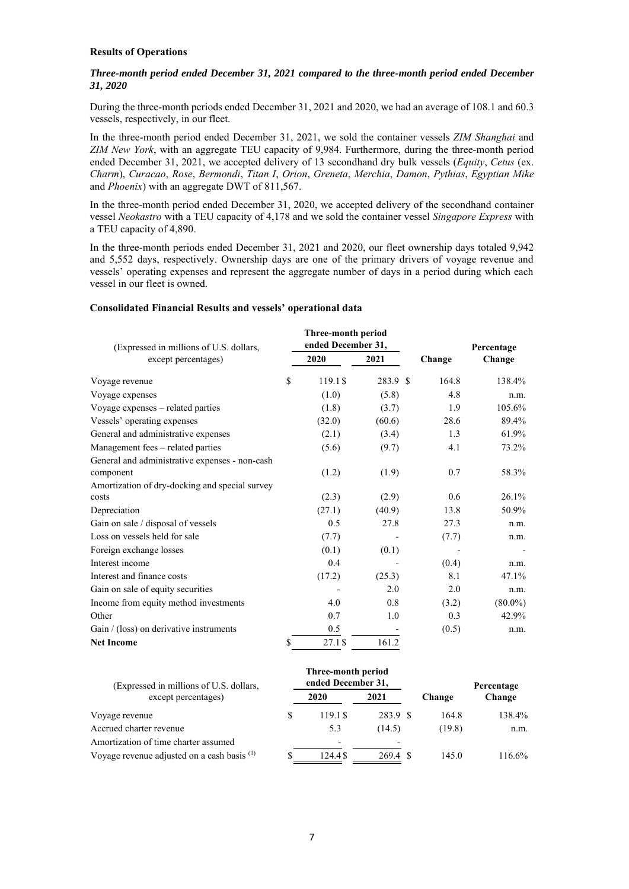**Results of Operations**

***Three-month period ended December 31, 2021 compared to the three-month period ended December 31, 2020***

During the three-month periods ended December 31, 2021 and 2020, we had an average of 108.1 and 60.3 vessels, respectively, in our fleet.

In the three-month period ended December 31, 2021, we sold the container vessels *ZIM Shanghai* and *ZIM New York*, with an aggregate TEU capacity of 9,984. Furthermore, during the three-month period ended December 31, 2021, we accepted delivery of 13 secondhand dry bulk vessels (*Equity*, *Cetus* (ex. *Charm*), *Curacao*, *Rose*, *Bermondi*, *Titan I*, *Orion*, *Greneta*, *Merchia*, *Damon*, *Pythias*, *Egyptian Mike* and *Phoenix*) with an aggregate DWT of 811,567.

In the three-month period ended December 31, 2020, we accepted delivery of the secondhand container vessel *Neokastro* with a TEU capacity of 4,178 and we sold the container vessel *Singapore Express* with a TEU capacity of 4,890.

In the three-month periods ended December 31, 2021 and 2020, our fleet ownership days totaled 9,942 and 5,552 days, respectively. Ownership days are one of the primary drivers of voyage revenue and vessels' operating expenses and represent the aggregate number of days in a period during which each vessel in our fleet is owned.

**Consolidated Financial Results and vessels' operational data**

| (Expressed in millions of U.S. dollars, except percentages) | Three-month period ended December 31, 2020 | 2021 | Change | Percentage Change |
|---|---|---|---|---|
| Voyage revenue | $ 119.1 | $ 283.9 | $ 164.8 | 138.4% |
| Voyage expenses | (1.0) | (5.8) | 4.8 | n.m. |
| Voyage expenses – related parties | (1.8) | (3.7) | 1.9 | 105.6% |
| Vessels' operating expenses | (32.0) | (60.6) | 28.6 | 89.4% |
| General and administrative expenses | (2.1) | (3.4) | 1.3 | 61.9% |
| Management fees – related parties | (5.6) | (9.7) | 4.1 | 73.2% |
| General and administrative expenses - non-cash component | (1.2) | (1.9) | 0.7 | 58.3% |
| Amortization of dry-docking and special survey costs | (2.3) | (2.9) | 0.6 | 26.1% |
| Depreciation | (27.1) | (40.9) | 13.8 | 50.9% |
| Gain on sale / disposal of vessels | 0.5 | 27.8 | 27.3 | n.m. |
| Loss on vessels held for sale | (7.7) | - | (7.7) | n.m. |
| Foreign exchange losses | (0.1) | (0.1) | - | - |
| Interest income | 0.4 | - | (0.4) | n.m. |
| Interest and finance costs | (17.2) | (25.3) | 8.1 | 47.1% |
| Gain on sale of equity securities | - | 2.0 | 2.0 | n.m. |
| Income from equity method investments | 4.0 | 0.8 | (3.2) | (80.0%) |
| Other | 0.7 | 1.0 | 0.3 | 42.9% |
| Gain / (loss) on derivative instruments | 0.5 | - | (0.5) | n.m. |
| **Net Income** | $ 27.1 | $ 161.2 | | |

| (Expressed in millions of U.S. dollars, except percentages) | Three-month period ended December 31, 2020 | 2021 | Change | Percentage Change |
|---|---|---|---|---|
| Voyage revenue | $ 119.1 | $ 283.9 | $ 164.8 | 138.4% |
| Accrued charter revenue | 5.3 | (14.5) | (19.8) | n.m. |
| Amortization of time charter assumed | - | - | | |
| Voyage revenue adjusted on a cash basis (1) | $ 124.4 | $ 269.4 | $ 145.0 | 116.6% |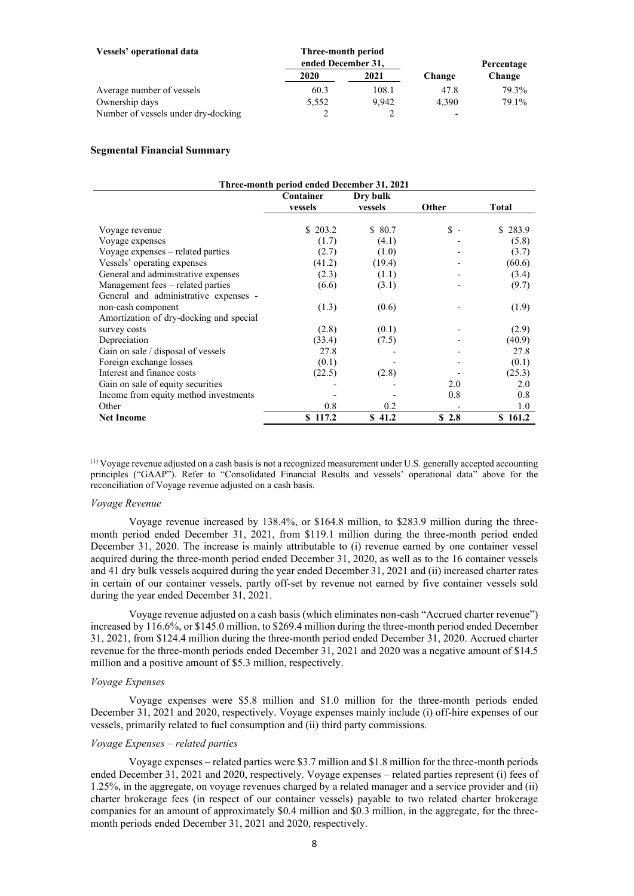| Vessels' operational data | Three-month period ended December 31, | | Change | Percentage Change |
|---|---|---|---|---|
| | 2020 | 2021 | | |
| Average number of vessels | 60.3 | 108.1 | 47.8 | 79.3% |
| Ownership days | 5,552 | 9,942 | 4,390 | 79.1% |
| Number of vessels under dry-docking | 2 | 2 | - | |

**Segmental Financial Summary**

| Three-month period ended December 31, 2021 | Container vessels | Dry bulk vessels | Other | Total |
|---|---|---|---|---|
| Voyage revenue | $ 203.2 | $ 80.7 | $ - | $ 283.9 |
| Voyage expenses | (1.7) | (4.1) | - | (5.8) |
| Voyage expenses – related parties | (2.7) | (1.0) | - | (3.7) |
| Vessels' operating expenses | (41.2) | (19.4) | - | (60.6) |
| General and administrative expenses | (2.3) | (1.1) | - | (3.4) |
| Management fees – related parties | (6.6) | (3.1) | - | (9.7) |
| General and administrative expenses - non-cash component | (1.3) | (0.6) | - | (1.9) |
| Amortization of dry-docking and special survey costs | (2.8) | (0.1) | - | (2.9) |
| Depreciation | (33.4) | (7.5) | - | (40.9) |
| Gain on sale / disposal of vessels | 27.8 | - | - | 27.8 |
| Foreign exchange losses | (0.1) | - | - | (0.1) |
| Interest and finance costs | (22.5) | (2.8) | - | (25.3) |
| Gain on sale of equity securities | - | - | 2.0 | 2.0 |
| Income from equity method investments | - | - | 0.8 | 0.8 |
| Other | 0.8 | 0.2 | - | 1.0 |
| **Net Income** | **$ 117.2** | **$ 41.2** | **$ 2.8** | **$ 161.2** |

(1) Voyage revenue adjusted on a cash basis is not a recognized measurement under U.S. generally accepted accounting principles ("GAAP"). Refer to "Consolidated Financial Results and vessels' operational data" above for the reconciliation of Voyage revenue adjusted on a cash basis.

*Voyage Revenue*

Voyage revenue increased by 138.4%, or $164.8 million, to $283.9 million during the three-month period ended December 31, 2021, from $119.1 million during the three-month period ended December 31, 2020. The increase is mainly attributable to (i) revenue earned by one container vessel acquired during the three-month period ended December 31, 2020, as well as to the 16 container vessels and 41 dry bulk vessels acquired during the year ended December 31, 2021 and (ii) increased charter rates in certain of our container vessels, partly off-set by revenue not earned by five container vessels sold during the year ended December 31, 2021.

Voyage revenue adjusted on a cash basis (which eliminates non-cash "Accrued charter revenue") increased by 116.6%, or $145.0 million, to $269.4 million during the three-month period ended December 31, 2021, from $124.4 million during the three-month period ended December 31, 2020. Accrued charter revenue for the three-month periods ended December 31, 2021 and 2020 was a negative amount of $14.5 million and a positive amount of $5.3 million, respectively.

*Voyage Expenses*

Voyage expenses were $5.8 million and $1.0 million for the three-month periods ended December 31, 2021 and 2020, respectively. Voyage expenses mainly include (i) off-hire expenses of our vessels, primarily related to fuel consumption and (ii) third party commissions.

*Voyage Expenses – related parties*

Voyage expenses – related parties were $3.7 million and $1.8 million for the three-month periods ended December 31, 2021 and 2020, respectively. Voyage expenses – related parties represent (i) fees of 1.25%, in the aggregate, on voyage revenues charged by a related manager and a service provider and (ii) charter brokerage fees (in respect of our container vessels) payable to two related charter brokerage companies for an amount of approximately $0.4 million and $0.3 million, in the aggregate, for the three-month periods ended December 31, 2021 and 2020, respectively.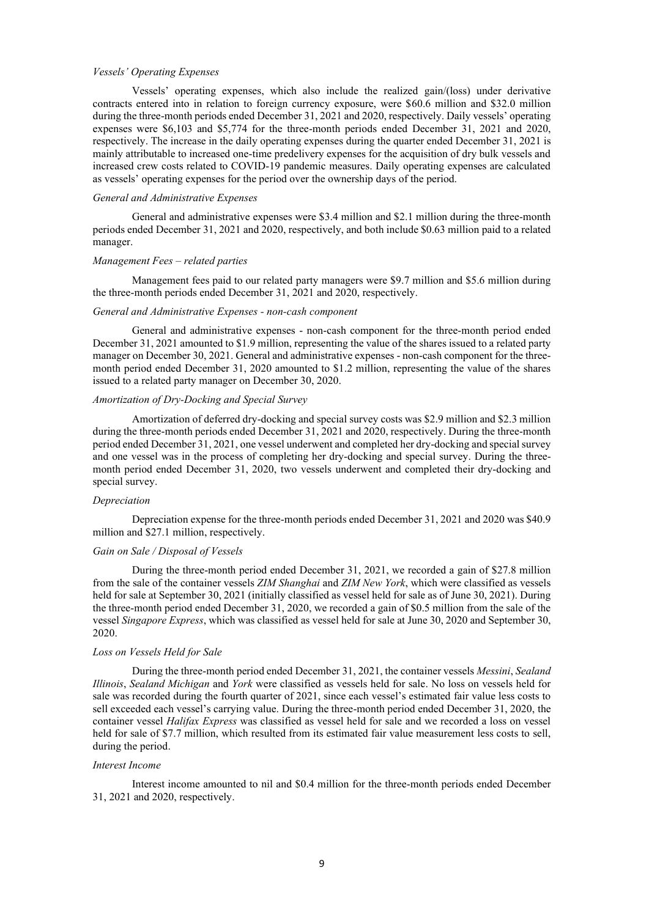*Vessels' Operating Expenses*

Vessels' operating expenses, which also include the realized gain/(loss) under derivative contracts entered into in relation to foreign currency exposure, were $60.6 million and $32.0 million during the three-month periods ended December 31, 2021 and 2020, respectively. Daily vessels' operating expenses were $6,103 and $5,774 for the three-month periods ended December 31, 2021 and 2020, respectively. The increase in the daily operating expenses during the quarter ended December 31, 2021 is mainly attributable to increased one-time predelivery expenses for the acquisition of dry bulk vessels and increased crew costs related to COVID-19 pandemic measures. Daily operating expenses are calculated as vessels' operating expenses for the period over the ownership days of the period.

*General and Administrative Expenses*

General and administrative expenses were $3.4 million and $2.1 million during the three-month periods ended December 31, 2021 and 2020, respectively, and both include $0.63 million paid to a related manager.

*Management Fees – related parties*

Management fees paid to our related party managers were $9.7 million and $5.6 million during the three-month periods ended December 31, 2021 and 2020, respectively.

*General and Administrative Expenses - non-cash component*

General and administrative expenses - non-cash component for the three-month period ended December 31, 2021 amounted to $1.9 million, representing the value of the shares issued to a related party manager on December 30, 2021. General and administrative expenses - non-cash component for the three-month period ended December 31, 2020 amounted to $1.2 million, representing the value of the shares issued to a related party manager on December 30, 2020.

*Amortization of Dry-Docking and Special Survey*

Amortization of deferred dry-docking and special survey costs was $2.9 million and $2.3 million during the three-month periods ended December 31, 2021 and 2020, respectively. During the three-month period ended December 31, 2021, one vessel underwent and completed her dry-docking and special survey and one vessel was in the process of completing her dry-docking and special survey. During the three-month period ended December 31, 2020, two vessels underwent and completed their dry-docking and special survey.

*Depreciation*

Depreciation expense for the three-month periods ended December 31, 2021 and 2020 was $40.9 million and $27.1 million, respectively.

*Gain on Sale / Disposal of Vessels*

During the three-month period ended December 31, 2021, we recorded a gain of $27.8 million from the sale of the container vessels *ZIM Shanghai* and *ZIM New York*, which were classified as vessels held for sale at September 30, 2021 (initially classified as vessel held for sale as of June 30, 2021). During the three-month period ended December 31, 2020, we recorded a gain of $0.5 million from the sale of the vessel *Singapore Express*, which was classified as vessel held for sale at June 30, 2020 and September 30, 2020.

*Loss on Vessels Held for Sale*

During the three-month period ended December 31, 2021, the container vessels *Messini*, *Sealand Illinois*, *Sealand Michigan* and *York* were classified as vessels held for sale. No loss on vessels held for sale was recorded during the fourth quarter of 2021, since each vessel's estimated fair value less costs to sell exceeded each vessel's carrying value. During the three-month period ended December 31, 2020, the container vessel *Halifax Express* was classified as vessel held for sale and we recorded a loss on vessel held for sale of $7.7 million, which resulted from its estimated fair value measurement less costs to sell, during the period.

*Interest Income*

Interest income amounted to nil and $0.4 million for the three-month periods ended December 31, 2021 and 2020, respectively.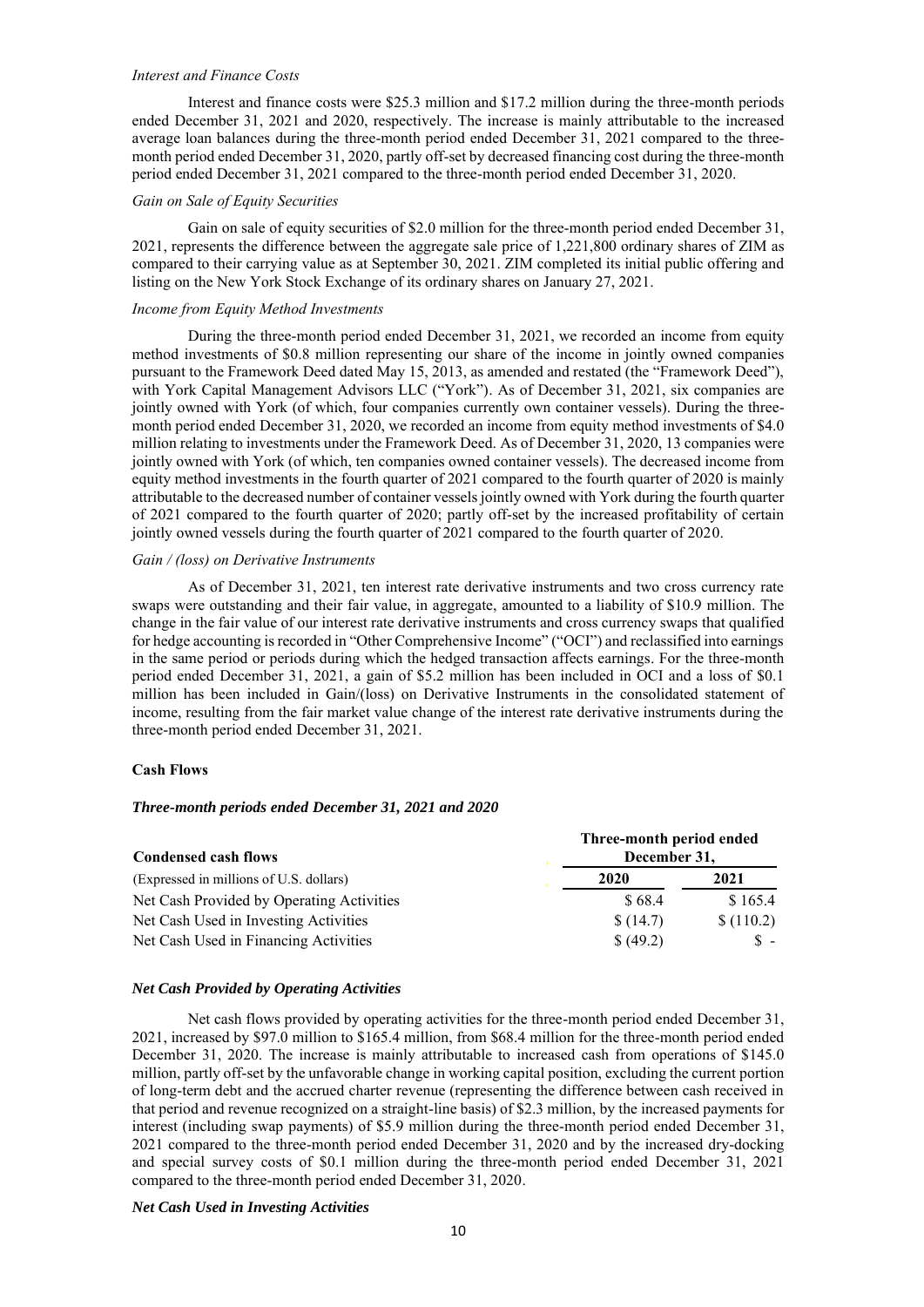*Interest and Finance Costs*

Interest and finance costs were $25.3 million and $17.2 million during the three-month periods ended December 31, 2021 and 2020, respectively. The increase is mainly attributable to the increased average loan balances during the three-month period ended December 31, 2021 compared to the three-month period ended December 31, 2020, partly off-set by decreased financing cost during the three-month period ended December 31, 2021 compared to the three-month period ended December 31, 2020.

*Gain on Sale of Equity Securities*

Gain on sale of equity securities of $2.0 million for the three-month period ended December 31, 2021, represents the difference between the aggregate sale price of 1,221,800 ordinary shares of ZIM as compared to their carrying value as at September 30, 2021. ZIM completed its initial public offering and listing on the New York Stock Exchange of its ordinary shares on January 27, 2021.

*Income from Equity Method Investments*

During the three-month period ended December 31, 2021, we recorded an income from equity method investments of $0.8 million representing our share of the income in jointly owned companies pursuant to the Framework Deed dated May 15, 2013, as amended and restated (the "Framework Deed"), with York Capital Management Advisors LLC ("York"). As of December 31, 2021, six companies are jointly owned with York (of which, four companies currently own container vessels). During the three-month period ended December 31, 2020, we recorded an income from equity method investments of $4.0 million relating to investments under the Framework Deed. As of December 31, 2020, 13 companies were jointly owned with York (of which, ten companies owned container vessels). The decreased income from equity method investments in the fourth quarter of 2021 compared to the fourth quarter of 2020 is mainly attributable to the decreased number of container vessels jointly owned with York during the fourth quarter of 2021 compared to the fourth quarter of 2020; partly off-set by the increased profitability of certain jointly owned vessels during the fourth quarter of 2021 compared to the fourth quarter of 2020.

*Gain / (loss) on Derivative Instruments*

As of December 31, 2021, ten interest rate derivative instruments and two cross currency rate swaps were outstanding and their fair value, in aggregate, amounted to a liability of $10.9 million. The change in the fair value of our interest rate derivative instruments and cross currency swaps that qualified for hedge accounting is recorded in "Other Comprehensive Income" ("OCI") and reclassified into earnings in the same period or periods during which the hedged transaction affects earnings. For the three-month period ended December 31, 2021, a gain of $5.2 million has been included in OCI and a loss of $0.1 million has been included in Gain/(loss) on Derivative Instruments in the consolidated statement of income, resulting from the fair market value change of the interest rate derivative instruments during the three-month period ended December 31, 2021.

**Cash Flows**

***Three-month periods ended December 31, 2021 and 2020***

| **Condensed cash flows** | **Three-month period ended December 31,** | |
|---|---|---|
| (Expressed in millions of U.S. dollars) | **2020** | **2021** |
| Net Cash Provided by Operating Activities | $ 68.4 | $ 165.4 |
| Net Cash Used in Investing Activities | $ (14.7) | $ (110.2) |
| Net Cash Used in Financing Activities | $ (49.2) | $ - |

***Net Cash Provided by Operating Activities***

Net cash flows provided by operating activities for the three-month period ended December 31, 2021, increased by $97.0 million to $165.4 million, from $68.4 million for the three-month period ended December 31, 2020. The increase is mainly attributable to increased cash from operations of $145.0 million, partly off-set by the unfavorable change in working capital position, excluding the current portion of long-term debt and the accrued charter revenue (representing the difference between cash received in that period and revenue recognized on a straight-line basis) of $2.3 million, by the increased payments for interest (including swap payments) of $5.9 million during the three-month period ended December 31, 2021 compared to the three-month period ended December 31, 2020 and by the increased dry-docking and special survey costs of $0.1 million during the three-month period ended December 31, 2021 compared to the three-month period ended December 31, 2020.

***Net Cash Used in Investing Activities***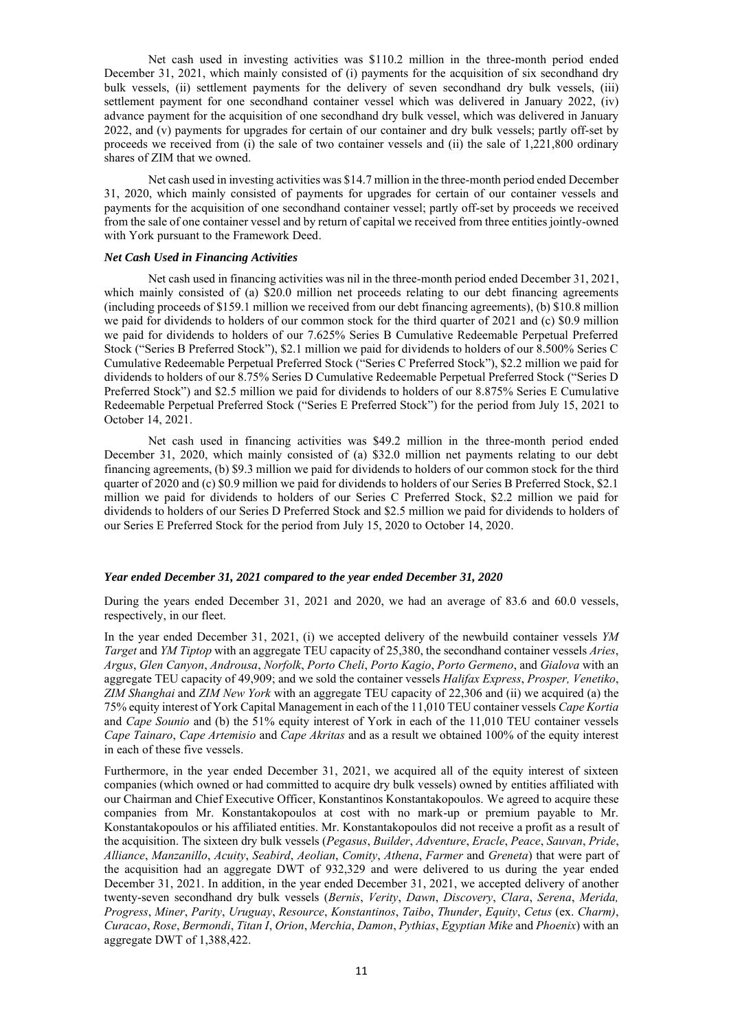Net cash used in investing activities was $110.2 million in the three-month period ended December 31, 2021, which mainly consisted of (i) payments for the acquisition of six secondhand dry bulk vessels, (ii) settlement payments for the delivery of seven secondhand dry bulk vessels, (iii) settlement payment for one secondhand container vessel which was delivered in January 2022, (iv) advance payment for the acquisition of one secondhand dry bulk vessel, which was delivered in January 2022, and (v) payments for upgrades for certain of our container and dry bulk vessels; partly off-set by proceeds we received from (i) the sale of two container vessels and (ii) the sale of 1,221,800 ordinary shares of ZIM that we owned.

Net cash used in investing activities was $14.7 million in the three-month period ended December 31, 2020, which mainly consisted of payments for upgrades for certain of our container vessels and payments for the acquisition of one secondhand container vessel; partly off-set by proceeds we received from the sale of one container vessel and by return of capital we received from three entities jointly-owned with York pursuant to the Framework Deed.

***Net Cash Used in Financing Activities***

Net cash used in financing activities was nil in the three-month period ended December 31, 2021, which mainly consisted of (a) $20.0 million net proceeds relating to our debt financing agreements (including proceeds of $159.1 million we received from our debt financing agreements), (b) $10.8 million we paid for dividends to holders of our common stock for the third quarter of 2021 and (c) $0.9 million we paid for dividends to holders of our 7.625% Series B Cumulative Redeemable Perpetual Preferred Stock ("Series B Preferred Stock"), $2.1 million we paid for dividends to holders of our 8.500% Series C Cumulative Redeemable Perpetual Preferred Stock ("Series C Preferred Stock"), $2.2 million we paid for dividends to holders of our 8.75% Series D Cumulative Redeemable Perpetual Preferred Stock ("Series D Preferred Stock") and $2.5 million we paid for dividends to holders of our 8.875% Series E Cumulative Redeemable Perpetual Preferred Stock ("Series E Preferred Stock") for the period from July 15, 2021 to October 14, 2021.

Net cash used in financing activities was $49.2 million in the three-month period ended December 31, 2020, which mainly consisted of (a) $32.0 million net payments relating to our debt financing agreements, (b) $9.3 million we paid for dividends to holders of our common stock for the third quarter of 2020 and (c) $0.9 million we paid for dividends to holders of our Series B Preferred Stock, $2.1 million we paid for dividends to holders of our Series C Preferred Stock, $2.2 million we paid for dividends to holders of our Series D Preferred Stock and $2.5 million we paid for dividends to holders of our Series E Preferred Stock for the period from July 15, 2020 to October 14, 2020.

***Year ended December 31, 2021 compared to the year ended December 31, 2020***

During the years ended December 31, 2021 and 2020, we had an average of 83.6 and 60.0 vessels, respectively, in our fleet.

In the year ended December 31, 2021, (i) we accepted delivery of the newbuild container vessels *YM Target* and *YM Tiptop* with an aggregate TEU capacity of 25,380, the secondhand container vessels *Aries*, *Argus*, *Glen Canyon*, *Androusa*, *Norfolk*, *Porto Cheli*, *Porto Kagio*, *Porto Germeno*, and *Gialova* with an aggregate TEU capacity of 49,909; and we sold the container vessels *Halifax Express*, *Prosper, Venetiko*, *ZIM Shanghai* and *ZIM New York* with an aggregate TEU capacity of 22,306 and (ii) we acquired (a) the 75% equity interest of York Capital Management in each of the 11,010 TEU container vessels *Cape Kortia* and *Cape Sounio* and (b) the 51% equity interest of York in each of the 11,010 TEU container vessels *Cape Tainaro*, *Cape Artemisio* and *Cape Akritas* and as a result we obtained 100% of the equity interest in each of these five vessels.

Furthermore, in the year ended December 31, 2021, we acquired all of the equity interest of sixteen companies (which owned or had committed to acquire dry bulk vessels) owned by entities affiliated with our Chairman and Chief Executive Officer, Konstantinos Konstantakopoulos. We agreed to acquire these companies from Mr. Konstantakopoulos at cost with no mark-up or premium payable to Mr. Konstantakopoulos or his affiliated entities. Mr. Konstantakopoulos did not receive a profit as a result of the acquisition. The sixteen dry bulk vessels (*Pegasus*, *Builder*, *Adventure*, *Eracle*, *Peace*, *Sauvan*, *Pride*, *Alliance*, *Manzanillo*, *Acuity*, *Seabird*, *Aeolian*, *Comity*, *Athena*, *Farmer* and *Greneta*) that were part of the acquisition had an aggregate DWT of 932,329 and were delivered to us during the year ended December 31, 2021. In addition, in the year ended December 31, 2021, we accepted delivery of another twenty-seven secondhand dry bulk vessels (*Bernis*, *Verity*, *Dawn*, *Discovery*, *Clara*, *Serena*, *Merida, Progress*, *Miner*, *Parity*, *Uruguay*, *Resource*, *Konstantinos*, *Taibo*, *Thunder*, *Equity*, *Cetus* (ex. *Charm)*, *Curacao*, *Rose*, *Bermondi*, *Titan I*, *Orion*, *Merchia*, *Damon*, *Pythias*, *Egyptian Mike* and *Phoenix*) with an aggregate DWT of 1,388,422.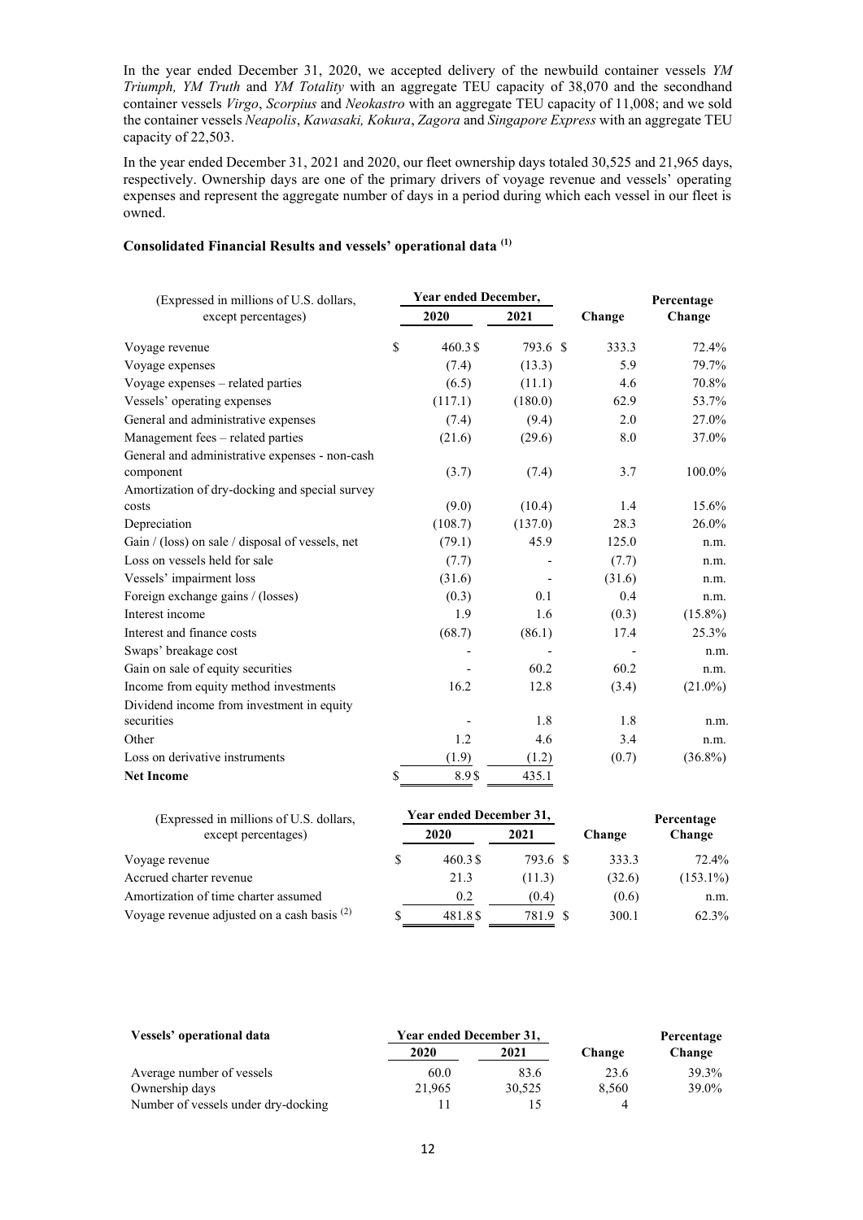In the year ended December 31, 2020, we accepted delivery of the newbuild container vessels *YM Triumph, YM Truth* and *YM Totality* with an aggregate TEU capacity of 38,070 and the secondhand container vessels *Virgo*, *Scorpius* and *Neokastro* with an aggregate TEU capacity of 11,008; and we sold the container vessels *Neapolis*, *Kawasaki, Kokura*, *Zagora* and *Singapore Express* with an aggregate TEU capacity of 22,503.

In the year ended December 31, 2021 and 2020, our fleet ownership days totaled 30,525 and 21,965 days, respectively. Ownership days are one of the primary drivers of voyage revenue and vessels' operating expenses and represent the aggregate number of days in a period during which each vessel in our fleet is owned.

**Consolidated Financial Results and vessels' operational data [(1)]**

| (Expressed in millions of U.S. dollars, except percentages) | Year ended December, | | Change | Percentage Change |
|---|---|---|---|---|
| | 2020 | 2021 | | |
| Voyage revenue | $ 460.3 | $ 793.6 | $ 333.3 | 72.4% |
| Voyage expenses | (7.4) | (13.3) | 5.9 | 79.7% |
| Voyage expenses – related parties | (6.5) | (11.1) | 4.6 | 70.8% |
| Vessels' operating expenses | (117.1) | (180.0) | 62.9 | 53.7% |
| General and administrative expenses | (7.4) | (9.4) | 2.0 | 27.0% |
| Management fees – related parties | (21.6) | (29.6) | 8.0 | 37.0% |
| General and administrative expenses - non-cash component | (3.7) | (7.4) | 3.7 | 100.0% |
| Amortization of dry-docking and special survey costs | (9.0) | (10.4) | 1.4 | 15.6% |
| Depreciation | (108.7) | (137.0) | 28.3 | 26.0% |
| Gain / (loss) on sale / disposal of vessels, net | (79.1) | 45.9 | 125.0 | n.m. |
| Loss on vessels held for sale | (7.7) | - | (7.7) | n.m. |
| Vessels' impairment loss | (31.6) | - | (31.6) | n.m. |
| Foreign exchange gains / (losses) | (0.3) | 0.1 | 0.4 | n.m. |
| Interest income | 1.9 | 1.6 | (0.3) | (15.8%) |
| Interest and finance costs | (68.7) | (86.1) | 17.4 | 25.3% |
| Swaps' breakage cost | - | - | - | n.m. |
| Gain on sale of equity securities | - | 60.2 | 60.2 | n.m. |
| Income from equity method investments | 16.2 | 12.8 | (3.4) | (21.0%) |
| Dividend income from investment in equity securities | - | 1.8 | 1.8 | n.m. |
| Other | 1.2 | 4.6 | 3.4 | n.m. |
| Loss on derivative instruments | (1.9) | (1.2) | (0.7) | (36.8%) |
| **Net Income** | $ 8.9 | $ 435.1 | | |

| (Expressed in millions of U.S. dollars, except percentages) | Year ended December 31, | | Change | Percentage Change |
|---|---|---|---|---|
| | 2020 | 2021 | | |
| Voyage revenue | $ 460.3 | $ 793.6 | $ 333.3 | 72.4% |
| Accrued charter revenue | 21.3 | (11.3) | (32.6) | (153.1%) |
| Amortization of time charter assumed | 0.2 | (0.4) | (0.6) | n.m. |
| Voyage revenue adjusted on a cash basis [(2)] | $ 481.8 | $ 781.9 | $ 300.1 | 62.3% |

| Vessels' operational data | Year ended December 31, | | Change | Percentage Change |
|---|---|---|---|---|
| | 2020 | 2021 | | |
| Average number of vessels | 60.0 | 83.6 | 23.6 | 39.3% |
| Ownership days | 21,965 | 30,525 | 8,560 | 39.0% |
| Number of vessels under dry-docking | 11 | 15 | 4 | |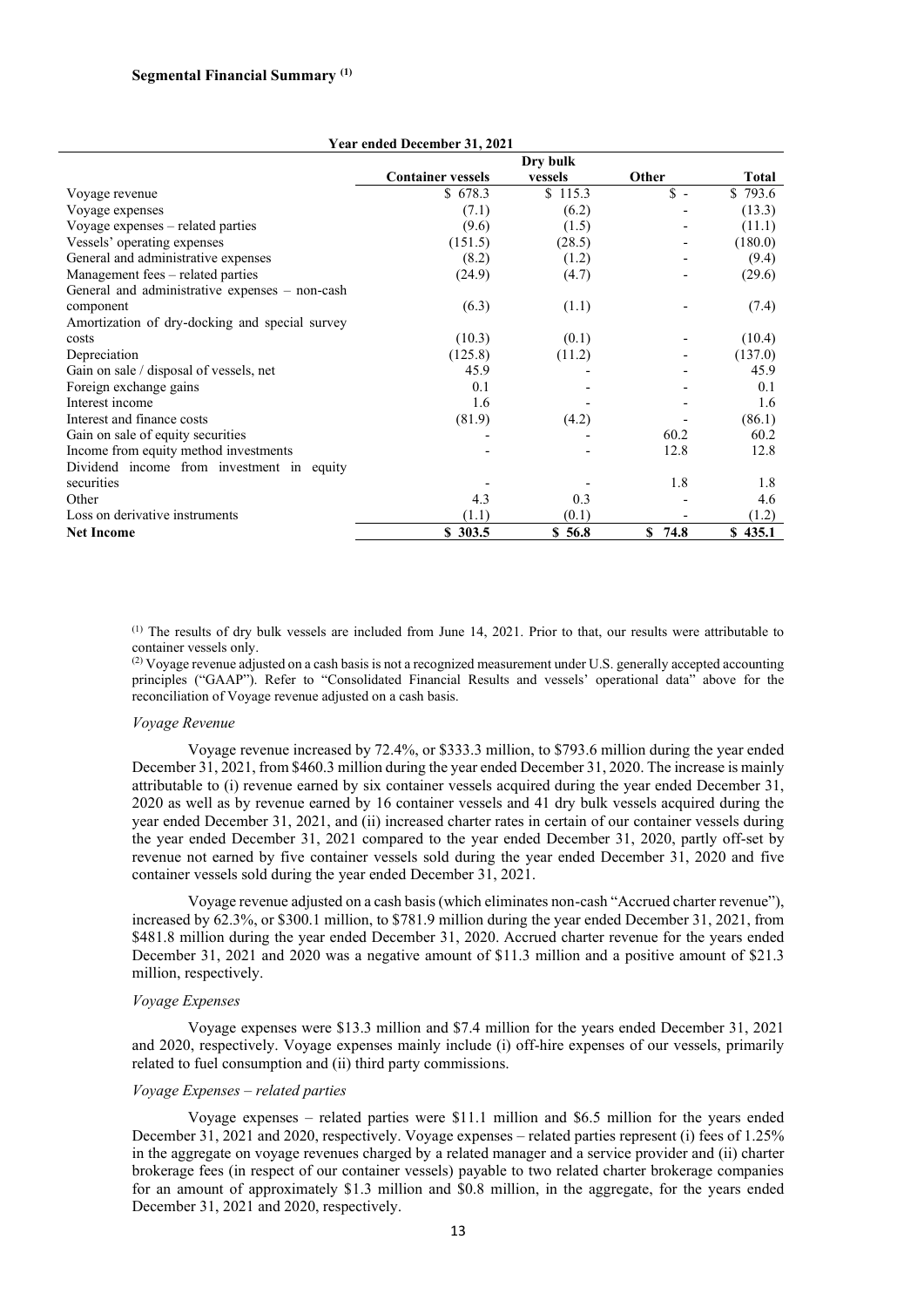**Segmental Financial Summary [(1)]**

| Year ended December 31, 2021 | | | | |
|---|---|---|---|---|
| | Container vessels | Dry bulk vessels | Other | Total |
| Voyage revenue | $ 678.3 | $ 115.3 | $ - | $ 793.6 |
| Voyage expenses | (7.1) | (6.2) | - | (13.3) |
| Voyage expenses – related parties | (9.6) | (1.5) | - | (11.1) |
| Vessels' operating expenses | (151.5) | (28.5) | - | (180.0) |
| General and administrative expenses | (8.2) | (1.2) | - | (9.4) |
| Management fees – related parties | (24.9) | (4.7) | - | (29.6) |
| General and administrative expenses – non-cash component | (6.3) | (1.1) | - | (7.4) |
| Amortization of dry-docking and special survey costs | (10.3) | (0.1) | - | (10.4) |
| Depreciation | (125.8) | (11.2) | - | (137.0) |
| Gain on sale / disposal of vessels, net | 45.9 | - | - | 45.9 |
| Foreign exchange gains | 0.1 | - | - | 0.1 |
| Interest income | 1.6 | - | - | 1.6 |
| Interest and finance costs | (81.9) | (4.2) | - | (86.1) |
| Gain on sale of equity securities | - | - | 60.2 | 60.2 |
| Income from equity method investments | - | - | 12.8 | 12.8 |
| Dividend income from investment in equity securities | - | - | 1.8 | 1.8 |
| Other | 4.3 | 0.3 | - | 4.6 |
| Loss on derivative instruments | (1.1) | (0.1) | - | (1.2) |
| **Net Income** | **$ 303.5** | **$ 56.8** | **$ 74.8** | **$ 435.1** |

[(1)] The results of dry bulk vessels are included from June 14, 2021. Prior to that, our results were attributable to container vessels only.

[(2)] Voyage revenue adjusted on a cash basis is not a recognized measurement under U.S. generally accepted accounting principles ("GAAP"). Refer to "Consolidated Financial Results and vessels' operational data" above for the reconciliation of Voyage revenue adjusted on a cash basis.

*Voyage Revenue*

Voyage revenue increased by 72.4%, or $333.3 million, to $793.6 million during the year ended December 31, 2021, from $460.3 million during the year ended December 31, 2020. The increase is mainly attributable to (i) revenue earned by six container vessels acquired during the year ended December 31, 2020 as well as by revenue earned by 16 container vessels and 41 dry bulk vessels acquired during the year ended December 31, 2021, and (ii) increased charter rates in certain of our container vessels during the year ended December 31, 2021 compared to the year ended December 31, 2020, partly off-set by revenue not earned by five container vessels sold during the year ended December 31, 2020 and five container vessels sold during the year ended December 31, 2021.

Voyage revenue adjusted on a cash basis (which eliminates non-cash "Accrued charter revenue"), increased by 62.3%, or $300.1 million, to $781.9 million during the year ended December 31, 2021, from $481.8 million during the year ended December 31, 2020. Accrued charter revenue for the years ended December 31, 2021 and 2020 was a negative amount of $11.3 million and a positive amount of $21.3 million, respectively.

*Voyage Expenses*

Voyage expenses were $13.3 million and $7.4 million for the years ended December 31, 2021 and 2020, respectively. Voyage expenses mainly include (i) off-hire expenses of our vessels, primarily related to fuel consumption and (ii) third party commissions.

*Voyage Expenses – related parties*

Voyage expenses – related parties were $11.1 million and $6.5 million for the years ended December 31, 2021 and 2020, respectively. Voyage expenses – related parties represent (i) fees of 1.25% in the aggregate on voyage revenues charged by a related manager and a service provider and (ii) charter brokerage fees (in respect of our container vessels) payable to two related charter brokerage companies for an amount of approximately $1.3 million and $0.8 million, in the aggregate, for the years ended December 31, 2021 and 2020, respectively.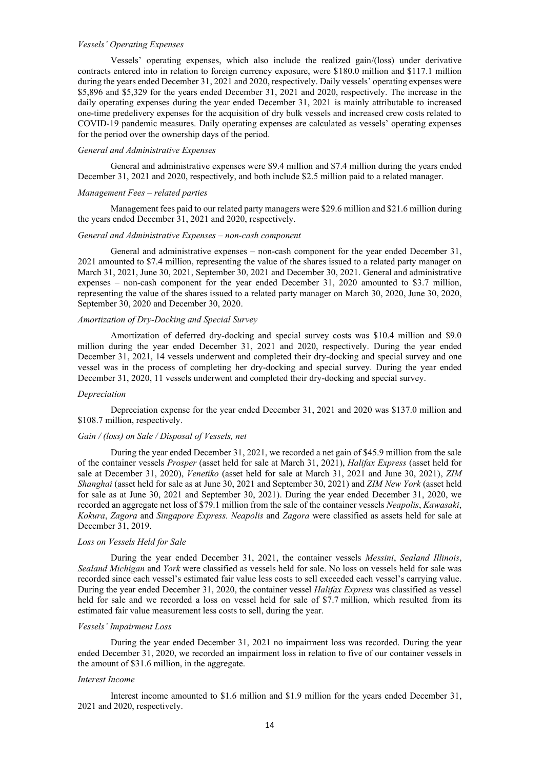*Vessels' Operating Expenses*

Vessels' operating expenses, which also include the realized gain/(loss) under derivative contracts entered into in relation to foreign currency exposure, were $180.0 million and $117.1 million during the years ended December 31, 2021 and 2020, respectively. Daily vessels' operating expenses were $5,896 and $5,329 for the years ended December 31, 2021 and 2020, respectively. The increase in the daily operating expenses during the year ended December 31, 2021 is mainly attributable to increased one-time predelivery expenses for the acquisition of dry bulk vessels and increased crew costs related to COVID-19 pandemic measures. Daily operating expenses are calculated as vessels' operating expenses for the period over the ownership days of the period.

*General and Administrative Expenses*

General and administrative expenses were $9.4 million and $7.4 million during the years ended December 31, 2021 and 2020, respectively, and both include $2.5 million paid to a related manager.

*Management Fees – related parties*

Management fees paid to our related party managers were $29.6 million and $21.6 million during the years ended December 31, 2021 and 2020, respectively.

*General and Administrative Expenses – non-cash component*

General and administrative expenses – non-cash component for the year ended December 31, 2021 amounted to $7.4 million, representing the value of the shares issued to a related party manager on March 31, 2021, June 30, 2021, September 30, 2021 and December 30, 2021. General and administrative expenses – non-cash component for the year ended December 31, 2020 amounted to $3.7 million, representing the value of the shares issued to a related party manager on March 30, 2020, June 30, 2020, September 30, 2020 and December 30, 2020.

*Amortization of Dry-Docking and Special Survey*

Amortization of deferred dry-docking and special survey costs was $10.4 million and $9.0 million during the year ended December 31, 2021 and 2020, respectively. During the year ended December 31, 2021, 14 vessels underwent and completed their dry-docking and special survey and one vessel was in the process of completing her dry-docking and special survey. During the year ended December 31, 2020, 11 vessels underwent and completed their dry-docking and special survey.

*Depreciation*

Depreciation expense for the year ended December 31, 2021 and 2020 was $137.0 million and $108.7 million, respectively.

*Gain / (loss) on Sale / Disposal of Vessels, net*

During the year ended December 31, 2021, we recorded a net gain of $45.9 million from the sale of the container vessels *Prosper* (asset held for sale at March 31, 2021), *Halifax Express* (asset held for sale at December 31, 2020), *Venetiko* (asset held for sale at March 31, 2021 and June 30, 2021), *ZIM Shanghai* (asset held for sale as at June 30, 2021 and September 30, 2021) and *ZIM New York* (asset held for sale as at June 30, 2021 and September 30, 2021). During the year ended December 31, 2020, we recorded an aggregate net loss of $79.1 million from the sale of the container vessels *Neapolis*, *Kawasaki*, *Kokura*, *Zagora* and *Singapore Express. Neapolis* and *Zagora* were classified as assets held for sale at December 31, 2019.

*Loss on Vessels Held for Sale*

During the year ended December 31, 2021, the container vessels *Messini*, *Sealand Illinois*, *Sealand Michigan* and *York* were classified as vessels held for sale. No loss on vessels held for sale was recorded since each vessel's estimated fair value less costs to sell exceeded each vessel's carrying value. During the year ended December 31, 2020, the container vessel *Halifax Express* was classified as vessel held for sale and we recorded a loss on vessel held for sale of $7.7 million, which resulted from its estimated fair value measurement less costs to sell, during the year.

*Vessels' Impairment Loss*

During the year ended December 31, 2021 no impairment loss was recorded. During the year ended December 31, 2020, we recorded an impairment loss in relation to five of our container vessels in the amount of $31.6 million, in the aggregate.

*Interest Income*

Interest income amounted to $1.6 million and $1.9 million for the years ended December 31, 2021 and 2020, respectively.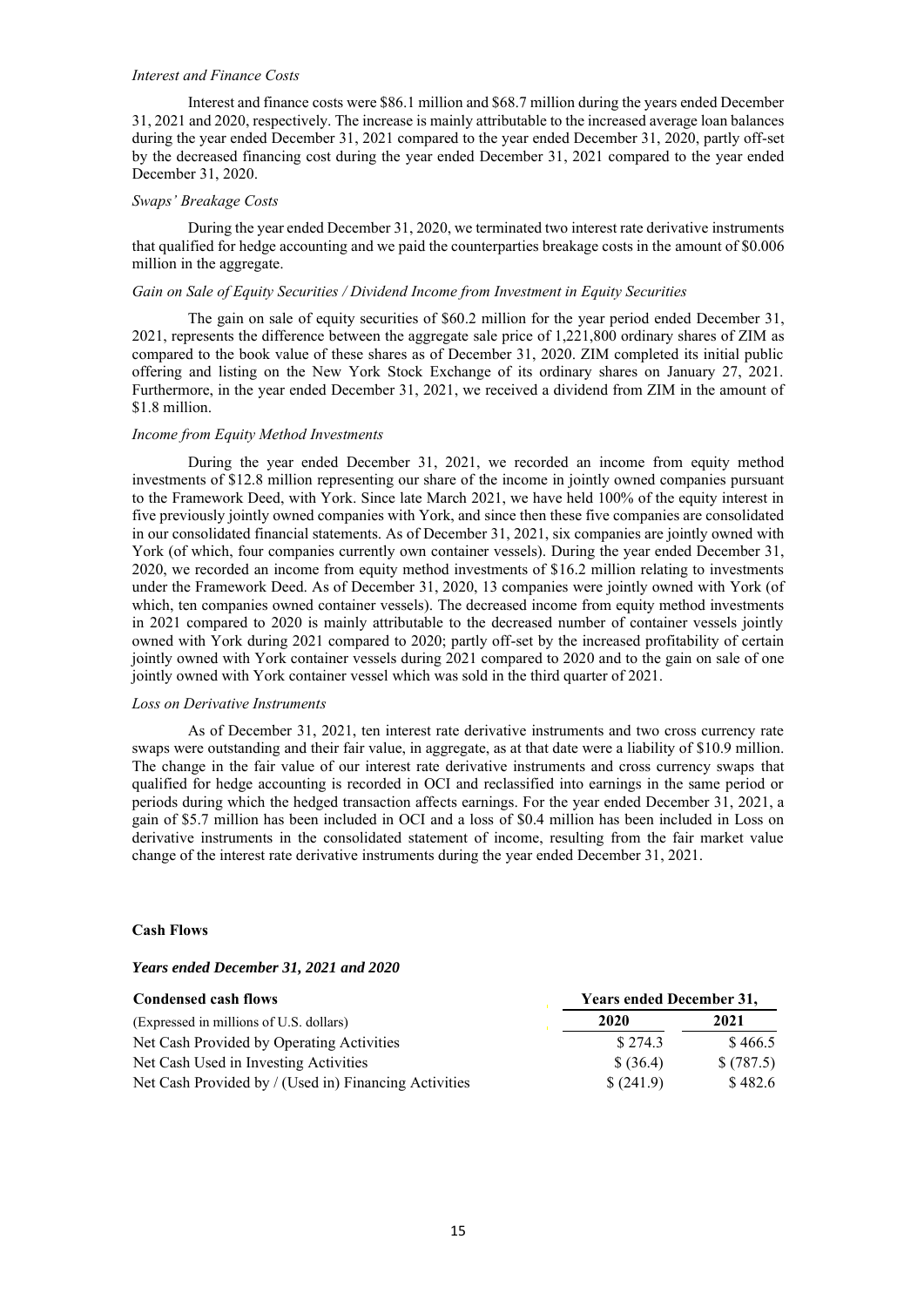*Interest and Finance Costs*

Interest and finance costs were \$86.1 million and \$68.7 million during the years ended December 31, 2021 and 2020, respectively. The increase is mainly attributable to the increased average loan balances during the year ended December 31, 2021 compared to the year ended December 31, 2020, partly off-set by the decreased financing cost during the year ended December 31, 2021 compared to the year ended December 31, 2020.

*Swaps' Breakage Costs*

During the year ended December 31, 2020, we terminated two interest rate derivative instruments that qualified for hedge accounting and we paid the counterparties breakage costs in the amount of \$0.006 million in the aggregate.

*Gain on Sale of Equity Securities / Dividend Income from Investment in Equity Securities*

The gain on sale of equity securities of \$60.2 million for the year period ended December 31, 2021, represents the difference between the aggregate sale price of 1,221,800 ordinary shares of ZIM as compared to the book value of these shares as of December 31, 2020. ZIM completed its initial public offering and listing on the New York Stock Exchange of its ordinary shares on January 27, 2021. Furthermore, in the year ended December 31, 2021, we received a dividend from ZIM in the amount of \$1.8 million.

*Income from Equity Method Investments*

During the year ended December 31, 2021, we recorded an income from equity method investments of \$12.8 million representing our share of the income in jointly owned companies pursuant to the Framework Deed, with York. Since late March 2021, we have held 100% of the equity interest in five previously jointly owned companies with York, and since then these five companies are consolidated in our consolidated financial statements. As of December 31, 2021, six companies are jointly owned with York (of which, four companies currently own container vessels). During the year ended December 31, 2020, we recorded an income from equity method investments of \$16.2 million relating to investments under the Framework Deed. As of December 31, 2020, 13 companies were jointly owned with York (of which, ten companies owned container vessels). The decreased income from equity method investments in 2021 compared to 2020 is mainly attributable to the decreased number of container vessels jointly owned with York during 2021 compared to 2020; partly off-set by the increased profitability of certain jointly owned with York container vessels during 2021 compared to 2020 and to the gain on sale of one jointly owned with York container vessel which was sold in the third quarter of 2021.

*Loss on Derivative Instruments*

As of December 31, 2021, ten interest rate derivative instruments and two cross currency rate swaps were outstanding and their fair value, in aggregate, as at that date were a liability of \$10.9 million. The change in the fair value of our interest rate derivative instruments and cross currency swaps that qualified for hedge accounting is recorded in OCI and reclassified into earnings in the same period or periods during which the hedged transaction affects earnings. For the year ended December 31, 2021, a gain of \$5.7 million has been included in OCI and a loss of \$0.4 million has been included in Loss on derivative instruments in the consolidated statement of income, resulting from the fair market value change of the interest rate derivative instruments during the year ended December 31, 2021.

**Cash Flows**

***Years ended December 31, 2021 and 2020***

| **Condensed cash flows** | **Years ended December 31,** | |
|---|---|---|
| (Expressed in millions of U.S. dollars) | **2020** | **2021** |
| Net Cash Provided by Operating Activities | \$ 274.3 | \$ 466.5 |
| Net Cash Used in Investing Activities | \$ (36.4) | \$ (787.5) |
| Net Cash Provided by / (Used in) Financing Activities | \$ (241.9) | \$ 482.6 |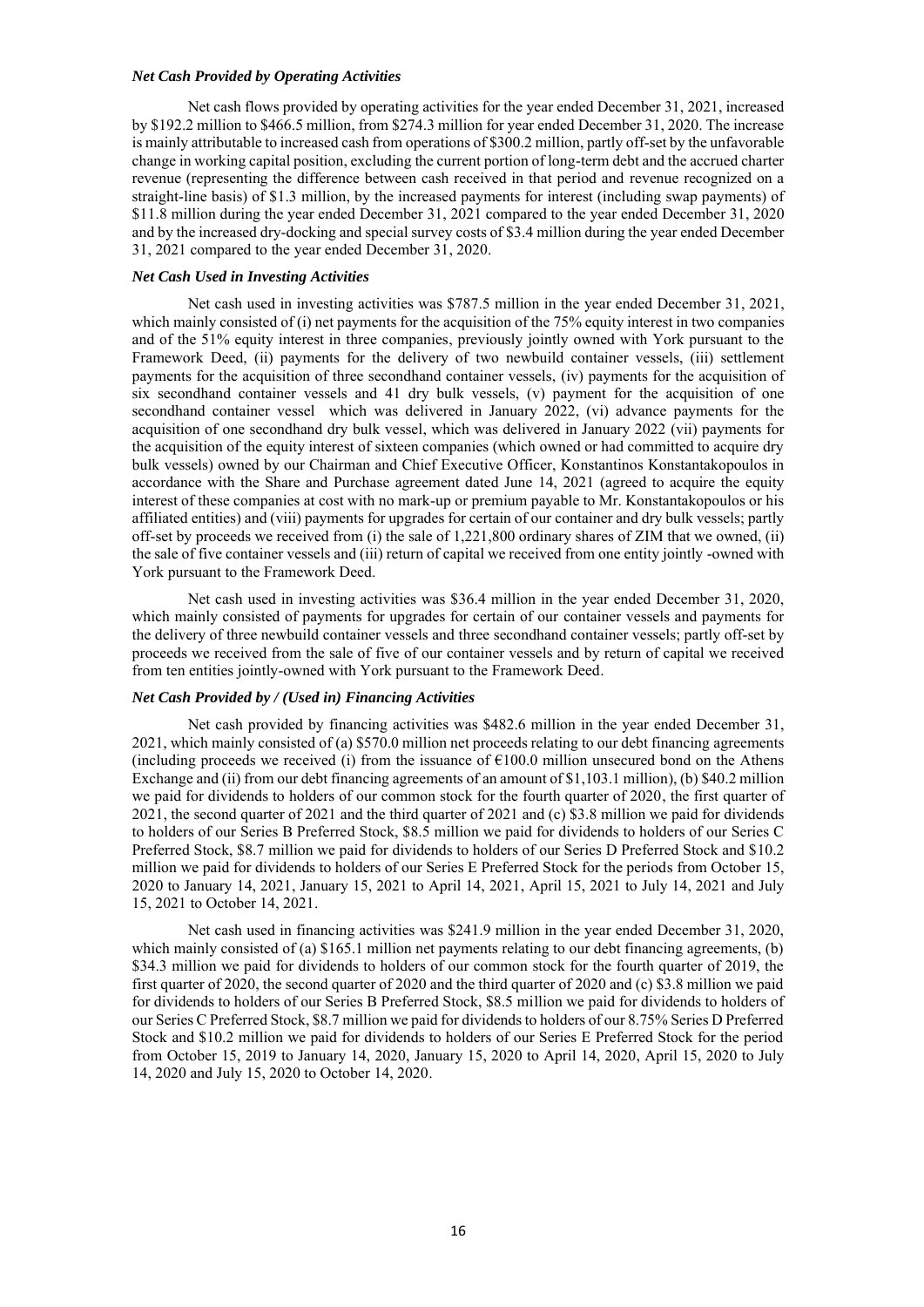***Net Cash Provided by Operating Activities***

Net cash flows provided by operating activities for the year ended December 31, 2021, increased by $192.2 million to $466.5 million, from $274.3 million for year ended December 31, 2020. The increase is mainly attributable to increased cash from operations of $300.2 million, partly off-set by the unfavorable change in working capital position, excluding the current portion of long-term debt and the accrued charter revenue (representing the difference between cash received in that period and revenue recognized on a straight-line basis) of $1.3 million, by the increased payments for interest (including swap payments) of $11.8 million during the year ended December 31, 2021 compared to the year ended December 31, 2020 and by the increased dry-docking and special survey costs of $3.4 million during the year ended December 31, 2021 compared to the year ended December 31, 2020.

***Net Cash Used in Investing Activities***

Net cash used in investing activities was $787.5 million in the year ended December 31, 2021, which mainly consisted of (i) net payments for the acquisition of the 75% equity interest in two companies and of the 51% equity interest in three companies, previously jointly owned with York pursuant to the Framework Deed, (ii) payments for the delivery of two newbuild container vessels, (iii) settlement payments for the acquisition of three secondhand container vessels, (iv) payments for the acquisition of six secondhand container vessels and 41 dry bulk vessels, (v) payment for the acquisition of one secondhand container vessel which was delivered in January 2022, (vi) advance payments for the acquisition of one secondhand dry bulk vessel, which was delivered in January 2022 (vii) payments for the acquisition of the equity interest of sixteen companies (which owned or had committed to acquire dry bulk vessels) owned by our Chairman and Chief Executive Officer, Konstantinos Konstantakopoulos in accordance with the Share and Purchase agreement dated June 14, 2021 (agreed to acquire the equity interest of these companies at cost with no mark-up or premium payable to Mr. Konstantakopoulos or his affiliated entities) and (viii) payments for upgrades for certain of our container and dry bulk vessels; partly off-set by proceeds we received from (i) the sale of 1,221,800 ordinary shares of ZIM that we owned, (ii) the sale of five container vessels and (iii) return of capital we received from one entity jointly -owned with York pursuant to the Framework Deed.

Net cash used in investing activities was $36.4 million in the year ended December 31, 2020, which mainly consisted of payments for upgrades for certain of our container vessels and payments for the delivery of three newbuild container vessels and three secondhand container vessels; partly off-set by proceeds we received from the sale of five of our container vessels and by return of capital we received from ten entities jointly-owned with York pursuant to the Framework Deed.

***Net Cash Provided by / (Used in) Financing Activities***

Net cash provided by financing activities was $482.6 million in the year ended December 31, 2021, which mainly consisted of (a) $570.0 million net proceeds relating to our debt financing agreements (including proceeds we received (i) from the issuance of €100.0 million unsecured bond on the Athens Exchange and (ii) from our debt financing agreements of an amount of $1,103.1 million), (b) $40.2 million we paid for dividends to holders of our common stock for the fourth quarter of 2020, the first quarter of 2021, the second quarter of 2021 and the third quarter of 2021 and (c) $3.8 million we paid for dividends to holders of our Series B Preferred Stock, $8.5 million we paid for dividends to holders of our Series C Preferred Stock, $8.7 million we paid for dividends to holders of our Series D Preferred Stock and $10.2 million we paid for dividends to holders of our Series E Preferred Stock for the periods from October 15, 2020 to January 14, 2021, January 15, 2021 to April 14, 2021, April 15, 2021 to July 14, 2021 and July 15, 2021 to October 14, 2021.

Net cash used in financing activities was $241.9 million in the year ended December 31, 2020, which mainly consisted of (a) $165.1 million net payments relating to our debt financing agreements, (b) $34.3 million we paid for dividends to holders of our common stock for the fourth quarter of 2019, the first quarter of 2020, the second quarter of 2020 and the third quarter of 2020 and (c) $3.8 million we paid for dividends to holders of our Series B Preferred Stock, $8.5 million we paid for dividends to holders of our Series C Preferred Stock, $8.7 million we paid for dividends to holders of our 8.75% Series D Preferred Stock and $10.2 million we paid for dividends to holders of our Series E Preferred Stock for the period from October 15, 2019 to January 14, 2020, January 15, 2020 to April 14, 2020, April 15, 2020 to July 14, 2020 and July 15, 2020 to October 14, 2020.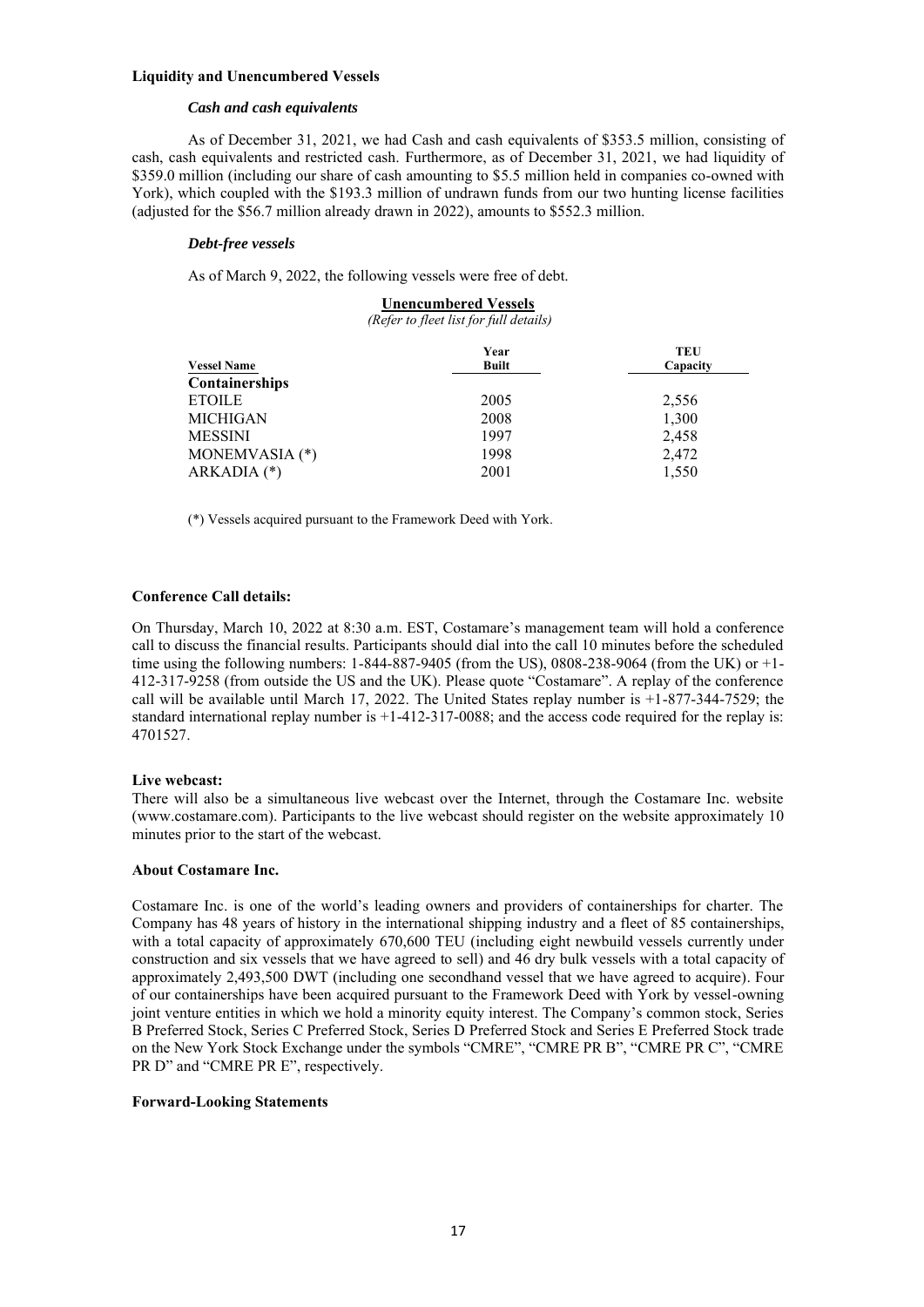**Liquidity and Unencumbered Vessels**

***Cash and cash equivalents***

As of December 31, 2021, we had Cash and cash equivalents of $353.5 million, consisting of cash, cash equivalents and restricted cash. Furthermore, as of December 31, 2021, we had liquidity of $359.0 million (including our share of cash amounting to $5.5 million held in companies co-owned with York), which coupled with the $193.3 million of undrawn funds from our two hunting license facilities (adjusted for the $56.7 million already drawn in 2022), amounts to $552.3 million.

***Debt-free vessels***

As of March 9, 2022, the following vessels were free of debt.

**Unencumbered Vessels**

*(Refer to fleet list for full details)*

| Vessel Name | Year Built | TEU Capacity |
|---|---|---|
| **Containerships** | | |
| ETOILE | 2005 | 2,556 |
| MICHIGAN | 2008 | 1,300 |
| MESSINI | 1997 | 2,458 |
| MONEMVASIA (*) | 1998 | 2,472 |
| ARKADIA (*) | 2001 | 1,550 |

(*) Vessels acquired pursuant to the Framework Deed with York.

**Conference Call details:**

On Thursday, March 10, 2022 at 8:30 a.m. EST, Costamare's management team will hold a conference call to discuss the financial results. Participants should dial into the call 10 minutes before the scheduled time using the following numbers: 1-844-887-9405 (from the US), 0808-238-9064 (from the UK) or +1-412-317-9258 (from outside the US and the UK). Please quote "Costamare". A replay of the conference call will be available until March 17, 2022. The United States replay number is +1-877-344-7529; the standard international replay number is +1-412-317-0088; and the access code required for the replay is: 4701527.

**Live webcast:**

There will also be a simultaneous live webcast over the Internet, through the Costamare Inc. website (www.costamare.com). Participants to the live webcast should register on the website approximately 10 minutes prior to the start of the webcast.

**About Costamare Inc.**

Costamare Inc. is one of the world's leading owners and providers of containerships for charter. The Company has 48 years of history in the international shipping industry and a fleet of 85 containerships, with a total capacity of approximately 670,600 TEU (including eight newbuild vessels currently under construction and six vessels that we have agreed to sell) and 46 dry bulk vessels with a total capacity of approximately 2,493,500 DWT (including one secondhand vessel that we have agreed to acquire). Four of our containerships have been acquired pursuant to the Framework Deed with York by vessel-owning joint venture entities in which we hold a minority equity interest. The Company's common stock, Series B Preferred Stock, Series C Preferred Stock, Series D Preferred Stock and Series E Preferred Stock trade on the New York Stock Exchange under the symbols "CMRE", "CMRE PR B", "CMRE PR C", "CMRE PR D" and "CMRE PR E", respectively.

**Forward-Looking Statements**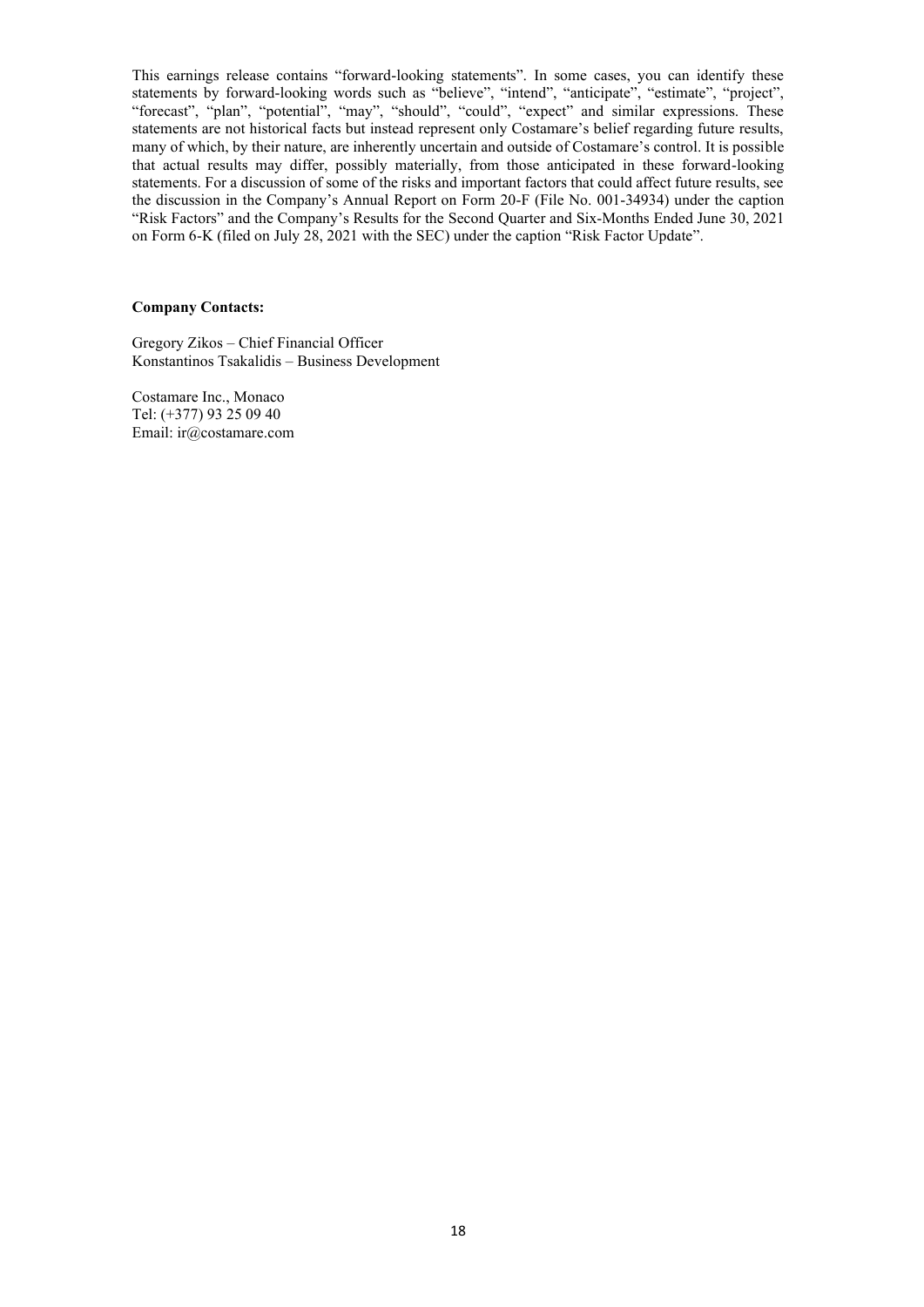This earnings release contains "forward-looking statements". In some cases, you can identify these statements by forward-looking words such as "believe", "intend", "anticipate", "estimate", "project", "forecast", "plan", "potential", "may", "should", "could", "expect" and similar expressions. These statements are not historical facts but instead represent only Costamare's belief regarding future results, many of which, by their nature, are inherently uncertain and outside of Costamare's control. It is possible that actual results may differ, possibly materially, from those anticipated in these forward-looking statements. For a discussion of some of the risks and important factors that could affect future results, see the discussion in the Company's Annual Report on Form 20-F (File No. 001-34934) under the caption "Risk Factors" and the Company's Results for the Second Quarter and Six-Months Ended June 30, 2021 on Form 6-K (filed on July 28, 2021 with the SEC) under the caption "Risk Factor Update".

**Company Contacts:**

Gregory Zikos – Chief Financial Officer
Konstantinos Tsakalidis – Business Development

Costamare Inc., Monaco
Tel: (+377) 93 25 09 40
Email: ir@costamare.com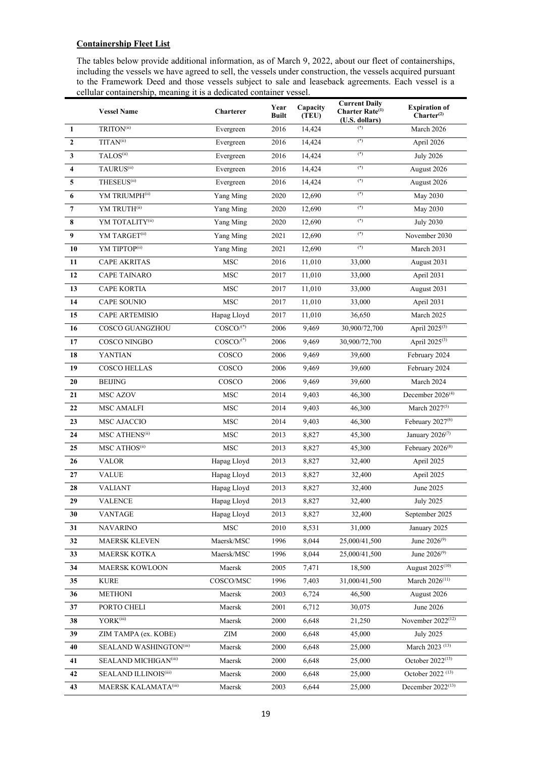## Containership Fleet List

The tables below provide additional information, as of March 9, 2022, about our fleet of containerships, including the vessels we have agreed to sell, the vessels under construction, the vessels acquired pursuant to the Framework Deed and those vessels subject to sale and leaseback agreements. Each vessel is a cellular containership, meaning it is a dedicated container vessel.

| | Vessel Name | Charterer | Year Built | Capacity (TEU) | Current Daily Charter Rate[1] (U.S. dollars) | Expiration of Charter[2] |
|---|---|---|---|---|---|---|
| 1 | TRITON[ii] | Evergreen | 2016 | 14,424 | (*) | March 2026 |
| 2 | TITAN[ii] | Evergreen | 2016 | 14,424 | (*) | April 2026 |
| 3 | TALOS[ii] | Evergreen | 2016 | 14,424 | (*) | July 2026 |
| 4 | TAURUS[ii] | Evergreen | 2016 | 14,424 | (*) | August 2026 |
| 5 | THESEUS[ii] | Evergreen | 2016 | 14,424 | (*) | August 2026 |
| 6 | YM TRIUMPH[ii] | Yang Ming | 2020 | 12,690 | (*) | May 2030 |
| 7 | YM TRUTH[ii] | Yang Ming | 2020 | 12,690 | (*) | May 2030 |
| 8 | YM TOTALITY[ii] | Yang Ming | 2020 | 12,690 | (*) | July 2030 |
| 9 | YM TARGET[ii] | Yang Ming | 2021 | 12,690 | (*) | November 2030 |
| 10 | YM TIPTOP[ii] | Yang Ming | 2021 | 12,690 | (*) | March 2031 |
| 11 | CAPE AKRITAS | MSC | 2016 | 11,010 | 33,000 | August 2031 |
| 12 | CAPE TAINARO | MSC | 2017 | 11,010 | 33,000 | April 2031 |
| 13 | CAPE KORTIA | MSC | 2017 | 11,010 | 33,000 | August 2031 |
| 14 | CAPE SOUNIO | MSC | 2017 | 11,010 | 33,000 | April 2031 |
| 15 | CAPE ARTEMISIO | Hapag Lloyd | 2017 | 11,010 | 36,650 | March 2025 |
| 16 | COSCO GUANGZHOU | COSCO/(*) | 2006 | 9,469 | 30,900/72,700 | April 2025[3] |
| 17 | COSCO NINGBO | COSCO/(*) | 2006 | 9,469 | 30,900/72,700 | April 2025[3] |
| 18 | YANTIAN | COSCO | 2006 | 9,469 | 39,600 | February 2024 |
| 19 | COSCO HELLAS | COSCO | 2006 | 9,469 | 39,600 | February 2024 |
| 20 | BEIJING | COSCO | 2006 | 9,469 | 39,600 | March 2024 |
| 21 | MSC AZOV | MSC | 2014 | 9,403 | 46,300 | December 2026[4] |
| 22 | MSC AMALFI | MSC | 2014 | 9,403 | 46,300 | March 2027[5] |
| 23 | MSC AJACCIO | MSC | 2014 | 9,403 | 46,300 | February 2027[6] |
| 24 | MSC ATHENS[ii] | MSC | 2013 | 8,827 | 45,300 | January 2026[7] |
| 25 | MSC ATHOS[ii] | MSC | 2013 | 8,827 | 45,300 | February 2026[8] |
| 26 | VALOR | Hapag Lloyd | 2013 | 8,827 | 32,400 | April 2025 |
| 27 | VALUE | Hapag Lloyd | 2013 | 8,827 | 32,400 | April 2025 |
| 28 | VALIANT | Hapag Lloyd | 2013 | 8,827 | 32,400 | June 2025 |
| 29 | VALENCE | Hapag Lloyd | 2013 | 8,827 | 32,400 | July 2025 |
| 30 | VANTAGE | Hapag Lloyd | 2013 | 8,827 | 32,400 | September 2025 |
| 31 | NAVARINO | MSC | 2010 | 8,531 | 31,000 | January 2025 |
| 32 | MAERSK KLEVEN | Maersk/MSC | 1996 | 8,044 | 25,000/41,500 | June 2026[9] |
| 33 | MAERSK KOTKA | Maersk/MSC | 1996 | 8,044 | 25,000/41,500 | June 2026[9] |
| 34 | MAERSK KOWLOON | Maersk | 2005 | 7,471 | 18,500 | August 2025[10] |
| 35 | KURE | COSCO/MSC | 1996 | 7,403 | 31,000/41,500 | March 2026[11] |
| 36 | METHONI | Maersk | 2003 | 6,724 | 46,500 | August 2026 |
| 37 | PORTO CHELI | Maersk | 2001 | 6,712 | 30,075 | June 2026 |
| 38 | YORK[iii] | Maersk | 2000 | 6,648 | 21,250 | November 2022[12] |
| 39 | ZIM TAMPA (ex. KOBE) | ZIM | 2000 | 6,648 | 45,000 | July 2025 |
| 40 | SEALAND WASHINGTON[iii] | Maersk | 2000 | 6,648 | 25,000 | March 2023 [13] |
| 41 | SEALAND MICHIGAN[iii] | Maersk | 2000 | 6,648 | 25,000 | October 2022[13] |
| 42 | SEALAND ILLINOIS[iii] | Maersk | 2000 | 6,648 | 25,000 | October 2022 [13] |
| 43 | MAERSK KALAMATA[iii] | Maersk | 2003 | 6,644 | 25,000 | December 2022[13] |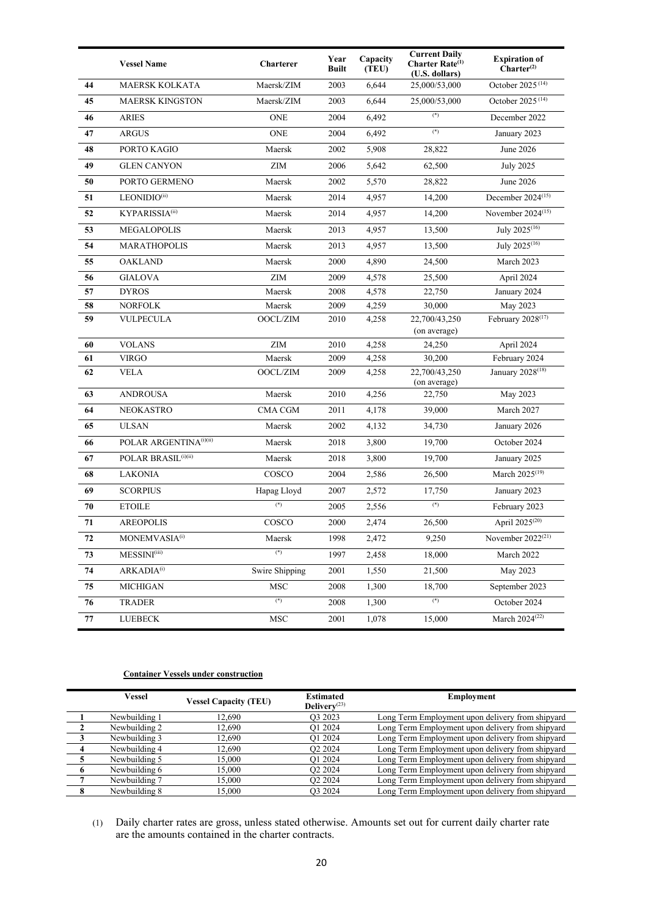| | Vessel Name | Charterer | Year Built | Capacity (TEU) | Current Daily Charter Rate[1] (U.S. dollars) | Expiration of Charter[2] |
|---|---|---|---|---|---|---|
| 44 | MAERSK KOLKATA | Maersk/ZIM | 2003 | 6,644 | 25,000/53,000 | October 2025[14] |
| 45 | MAERSK KINGSTON | Maersk/ZIM | 2003 | 6,644 | 25,000/53,000 | October 2025[14] |
| 46 | ARIES | ONE | 2004 | 6,492 | [*] | December 2022 |
| 47 | ARGUS | ONE | 2004 | 6,492 | [*] | January 2023 |
| 48 | PORTO KAGIO | Maersk | 2002 | 5,908 | 28,822 | June 2026 |
| 49 | GLEN CANYON | ZIM | 2006 | 5,642 | 62,500 | July 2025 |
| 50 | PORTO GERMENO | Maersk | 2002 | 5,570 | 28,822 | June 2026 |
| 51 | LEONIDIO[ii] | Maersk | 2014 | 4,957 | 14,200 | December 2024[15] |
| 52 | KYPARISSIA[ii] | Maersk | 2014 | 4,957 | 14,200 | November 2024[15] |
| 53 | MEGALOPOLIS | Maersk | 2013 | 4,957 | 13,500 | July 2025[16] |
| 54 | MARATHOPOLIS | Maersk | 2013 | 4,957 | 13,500 | July 2025[16] |
| 55 | OAKLAND | Maersk | 2000 | 4,890 | 24,500 | March 2023 |
| 56 | GIALOVA | ZIM | 2009 | 4,578 | 25,500 | April 2024 |
| 57 | DYROS | Maersk | 2008 | 4,578 | 22,750 | January 2024 |
| 58 | NORFOLK | Maersk | 2009 | 4,259 | 30,000 | May 2023 |
| 59 | VULPECULA | OOCL/ZIM | 2010 | 4,258 | 22,700/43,250 (on average) | February 2028[17] |
| 60 | VOLANS | ZIM | 2010 | 4,258 | 24,250 | April 2024 |
| 61 | VIRGO | Maersk | 2009 | 4,258 | 30,200 | February 2024 |
| 62 | VELA | OOCL/ZIM | 2009 | 4,258 | 22,700/43,250 (on average) | January 2028[18] |
| 63 | ANDROUSA | Maersk | 2010 | 4,256 | 22,750 | May 2023 |
| 64 | NEOKASTRO | CMA CGM | 2011 | 4,178 | 39,000 | March 2027 |
| 65 | ULSAN | Maersk | 2002 | 4,132 | 34,730 | January 2026 |
| 66 | POLAR ARGENTINA[i][ii] | Maersk | 2018 | 3,800 | 19,700 | October 2024 |
| 67 | POLAR BRASIL[i][ii] | Maersk | 2018 | 3,800 | 19,700 | January 2025 |
| 68 | LAKONIA | COSCO | 2004 | 2,586 | 26,500 | March 2025[19] |
| 69 | SCORPIUS | Hapag Lloyd | 2007 | 2,572 | 17,750 | January 2023 |
| 70 | ETOILE | [*] | 2005 | 2,556 | [*] | February 2023 |
| 71 | AREOPOLIS | COSCO | 2000 | 2,474 | 26,500 | April 2025[20] |
| 72 | MONEMVASIA[i] | Maersk | 1998 | 2,472 | 9,250 | November 2022[21] |
| 73 | MESSINI[iii] | [*] | 1997 | 2,458 | 18,000 | March 2022 |
| 74 | ARKADIA[i] | Swire Shipping | 2001 | 1,550 | 21,500 | May 2023 |
| 75 | MICHIGAN | MSC | 2008 | 1,300 | 18,700 | September 2023 |
| 76 | TRADER | [*] | 2008 | 1,300 | [*] | October 2024 |
| 77 | LUEBECK | MSC | 2001 | 1,078 | 15,000 | March 2024[22] |

**Container Vessels under construction**

| | Vessel | Vessel Capacity (TEU) | Estimated Delivery[23] | Employment |
|---|---|---|---|---|
| 1 | Newbuilding 1 | 12,690 | Q3 2023 | Long Term Employment upon delivery from shipyard |
| 2 | Newbuilding 2 | 12,690 | Q1 2024 | Long Term Employment upon delivery from shipyard |
| 3 | Newbuilding 3 | 12,690 | Q1 2024 | Long Term Employment upon delivery from shipyard |
| 4 | Newbuilding 4 | 12,690 | Q2 2024 | Long Term Employment upon delivery from shipyard |
| 5 | Newbuilding 5 | 15,000 | Q1 2024 | Long Term Employment upon delivery from shipyard |
| 6 | Newbuilding 6 | 15,000 | Q2 2024 | Long Term Employment upon delivery from shipyard |
| 7 | Newbuilding 7 | 15,000 | Q2 2024 | Long Term Employment upon delivery from shipyard |
| 8 | Newbuilding 8 | 15,000 | Q3 2024 | Long Term Employment upon delivery from shipyard |

(1) Daily charter rates are gross, unless stated otherwise. Amounts set out for current daily charter rate are the amounts contained in the charter contracts.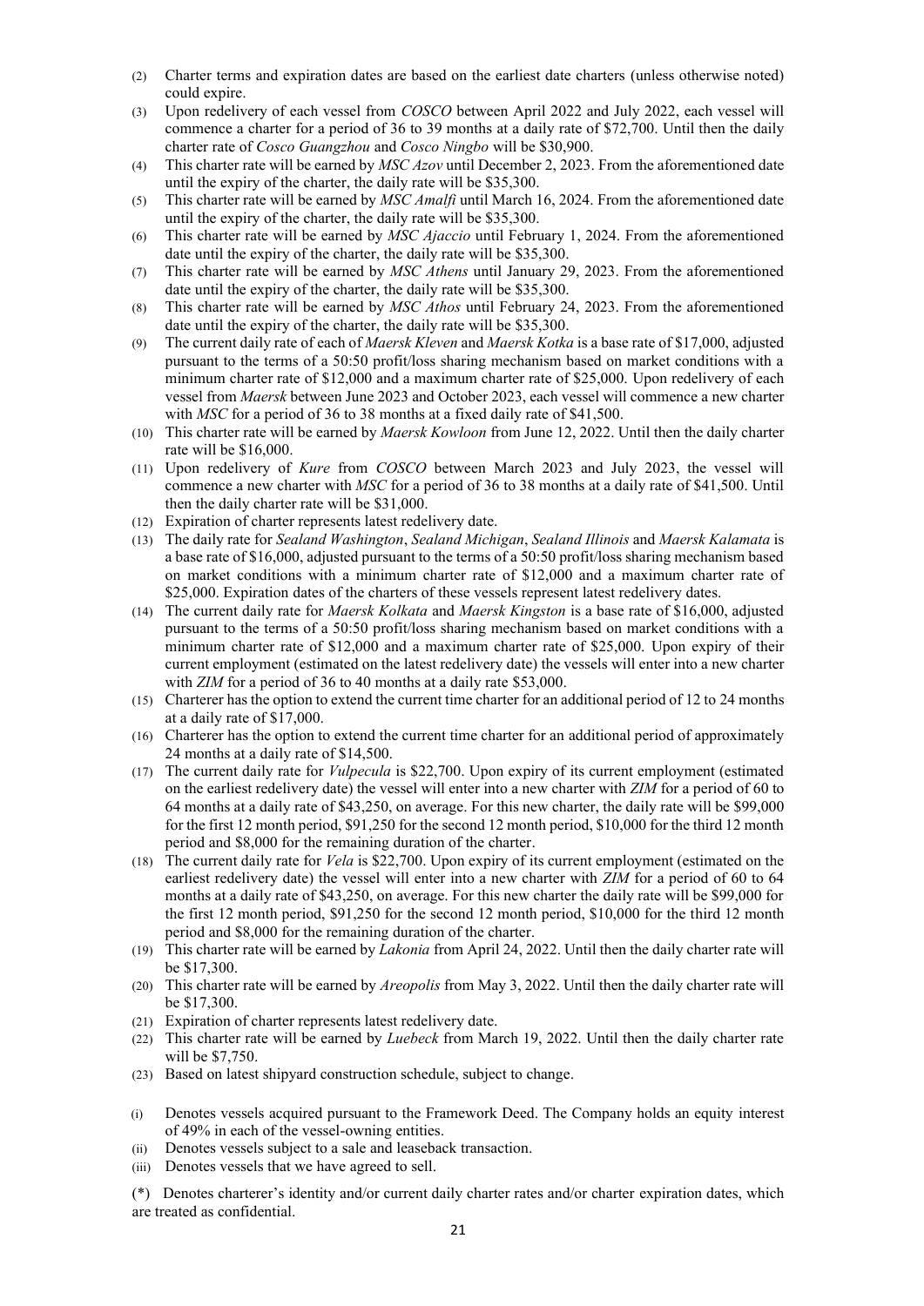(2) Charter terms and expiration dates are based on the earliest date charters (unless otherwise noted) could expire.

(3) Upon redelivery of each vessel from *COSCO* between April 2022 and July 2022, each vessel will commence a charter for a period of 36 to 39 months at a daily rate of $72,700. Until then the daily charter rate of *Cosco Guangzhou* and *Cosco Ningbo* will be $30,900.

(4) This charter rate will be earned by *MSC Azov* until December 2, 2023. From the aforementioned date until the expiry of the charter, the daily rate will be $35,300.

(5) This charter rate will be earned by *MSC Amalfi* until March 16, 2024. From the aforementioned date until the expiry of the charter, the daily rate will be $35,300.

(6) This charter rate will be earned by *MSC Ajaccio* until February 1, 2024. From the aforementioned date until the expiry of the charter, the daily rate will be $35,300.

(7) This charter rate will be earned by *MSC Athens* until January 29, 2023. From the aforementioned date until the expiry of the charter, the daily rate will be $35,300.

(8) This charter rate will be earned by *MSC Athos* until February 24, 2023. From the aforementioned date until the expiry of the charter, the daily rate will be $35,300.

(9) The current daily rate of each of *Maersk Kleven* and *Maersk Kotka* is a base rate of $17,000, adjusted pursuant to the terms of a 50:50 profit/loss sharing mechanism based on market conditions with a minimum charter rate of $12,000 and a maximum charter rate of $25,000. Upon redelivery of each vessel from *Maersk* between June 2023 and October 2023, each vessel will commence a new charter with *MSC* for a period of 36 to 38 months at a fixed daily rate of $41,500.

(10) This charter rate will be earned by *Maersk Kowloon* from June 12, 2022. Until then the daily charter rate will be $16,000.

(11) Upon redelivery of *Kure* from *COSCO* between March 2023 and July 2023, the vessel will commence a new charter with *MSC* for a period of 36 to 38 months at a daily rate of $41,500. Until then the daily charter rate will be $31,000.

(12) Expiration of charter represents latest redelivery date.

(13) The daily rate for *Sealand Washington*, *Sealand Michigan*, *Sealand Illinois* and *Maersk Kalamata* is a base rate of $16,000, adjusted pursuant to the terms of a 50:50 profit/loss sharing mechanism based on market conditions with a minimum charter rate of $12,000 and a maximum charter rate of $25,000. Expiration dates of the charters of these vessels represent latest redelivery dates.

(14) The current daily rate for *Maersk Kolkata* and *Maersk Kingston* is a base rate of $16,000, adjusted pursuant to the terms of a 50:50 profit/loss sharing mechanism based on market conditions with a minimum charter rate of $12,000 and a maximum charter rate of $25,000. Upon expiry of their current employment (estimated on the latest redelivery date) the vessels will enter into a new charter with *ZIM* for a period of 36 to 40 months at a daily rate $53,000.

(15) Charterer has the option to extend the current time charter for an additional period of 12 to 24 months at a daily rate of $17,000.

(16) Charterer has the option to extend the current time charter for an additional period of approximately 24 months at a daily rate of $14,500.

(17) The current daily rate for *Vulpecula* is $22,700. Upon expiry of its current employment (estimated on the earliest redelivery date) the vessel will enter into a new charter with *ZIM* for a period of 60 to 64 months at a daily rate of $43,250, on average. For this new charter, the daily rate will be $99,000 for the first 12 month period, $91,250 for the second 12 month period, $10,000 for the third 12 month period and $8,000 for the remaining duration of the charter.

(18) The current daily rate for *Vela* is $22,700. Upon expiry of its current employment (estimated on the earliest redelivery date) the vessel will enter into a new charter with *ZIM* for a period of 60 to 64 months at a daily rate of $43,250, on average. For this new charter the daily rate will be $99,000 for the first 12 month period, $91,250 for the second 12 month period, $10,000 for the third 12 month period and $8,000 for the remaining duration of the charter.

(19) This charter rate will be earned by *Lakonia* from April 24, 2022. Until then the daily charter rate will be $17,300.

(20) This charter rate will be earned by *Areopolis* from May 3, 2022. Until then the daily charter rate will be $17,300.

(21) Expiration of charter represents latest redelivery date.

(22) This charter rate will be earned by *Luebeck* from March 19, 2022. Until then the daily charter rate will be $7,750.

(23) Based on latest shipyard construction schedule, subject to change.

(i) Denotes vessels acquired pursuant to the Framework Deed. The Company holds an equity interest of 49% in each of the vessel-owning entities.

(ii) Denotes vessels subject to a sale and leaseback transaction.

(iii) Denotes vessels that we have agreed to sell.

(*) Denotes charterer's identity and/or current daily charter rates and/or charter expiration dates, which are treated as confidential.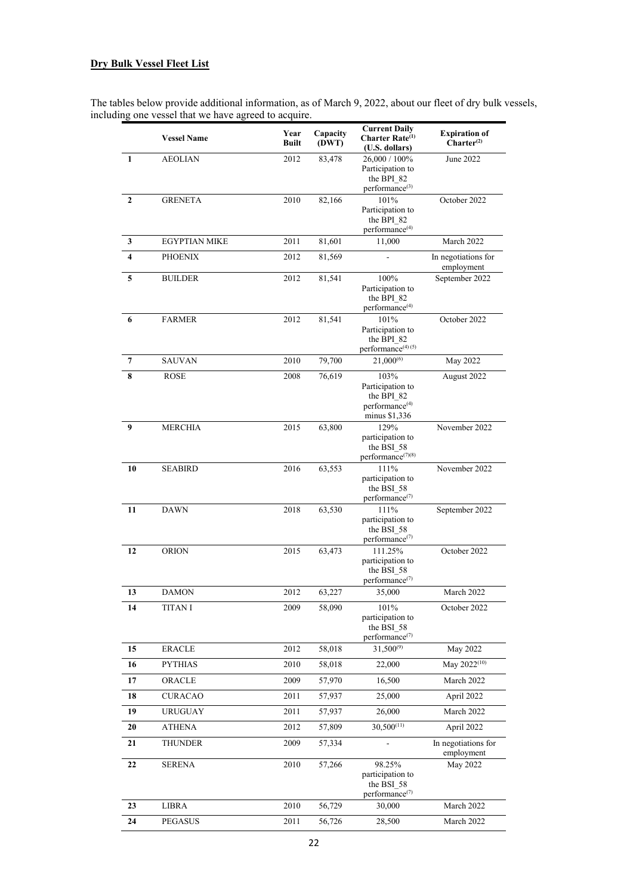## **Dry Bulk Vessel Fleet List**

The tables below provide additional information, as of March 9, 2022, about our fleet of dry bulk vessels, including one vessel that we have agreed to acquire.

| | Vessel Name | Year Built | Capacity (DWT) | Current Daily Charter Rate[(1)] (U.S. dollars) | Expiration of Charter[(2)] |
|---|---|---|---|---|---|
| 1 | AEOLIAN | 2012 | 83,478 | 26,000 / 100% Participation to the BPI_82 performance[(3)] | June 2022 |
| 2 | GRENETA | 2010 | 82,166 | 101% Participation to the BPI_82 performance[(4)] | October 2022 |
| 3 | EGYPTIAN MIKE | 2011 | 81,601 | 11,000 | March 2022 |
| 4 | PHOENIX | 2012 | 81,569 | - | In negotiations for employment |
| 5 | BUILDER | 2012 | 81,541 | 100% Participation to the BPI_82 performance[(4)] | September 2022 |
| 6 | FARMER | 2012 | 81,541 | 101% Participation to the BPI_82 performance[(4) (5)] | October 2022 |
| 7 | SAUVAN | 2010 | 79,700 | 21,000[(6)] | May 2022 |
| 8 | ROSE | 2008 | 76,619 | 103% Participation to the BPI_82 performance[(4)] minus $1,336 | August 2022 |
| 9 | MERCHIA | 2015 | 63,800 | 129% participation to the BSI_58 performance[(7)(8)] | November 2022 |
| 10 | SEABIRD | 2016 | 63,553 | 111% participation to the BSI_58 performance[(7)] | November 2022 |
| 11 | DAWN | 2018 | 63,530 | 111% participation to the BSI_58 performance[(7)] | September 2022 |
| 12 | ORION | 2015 | 63,473 | 111.25% participation to the BSI_58 performance[(7)] | October 2022 |
| 13 | DAMON | 2012 | 63,227 | 35,000 | March 2022 |
| 14 | TITAN I | 2009 | 58,090 | 101% participation to the BSI_58 performance[(7)] | October 2022 |
| 15 | ERACLE | 2012 | 58,018 | 31,500[(9)] | May 2022 |
| 16 | PYTHIAS | 2010 | 58,018 | 22,000 | May 2022[(10)] |
| 17 | ORACLE | 2009 | 57,970 | 16,500 | March 2022 |
| 18 | CURACAO | 2011 | 57,937 | 25,000 | April 2022 |
| 19 | URUGUAY | 2011 | 57,937 | 26,000 | March 2022 |
| 20 | ATHENA | 2012 | 57,809 | 30,500[(11)] | April 2022 |
| 21 | THUNDER | 2009 | 57,334 | - | In negotiations for employment |
| 22 | SERENA | 2010 | 57,266 | 98.25% participation to the BSI_58 performance[(7)] | May 2022 |
| 23 | LIBRA | 2010 | 56,729 | 30,000 | March 2022 |
| 24 | PEGASUS | 2011 | 56,726 | 28,500 | March 2022 |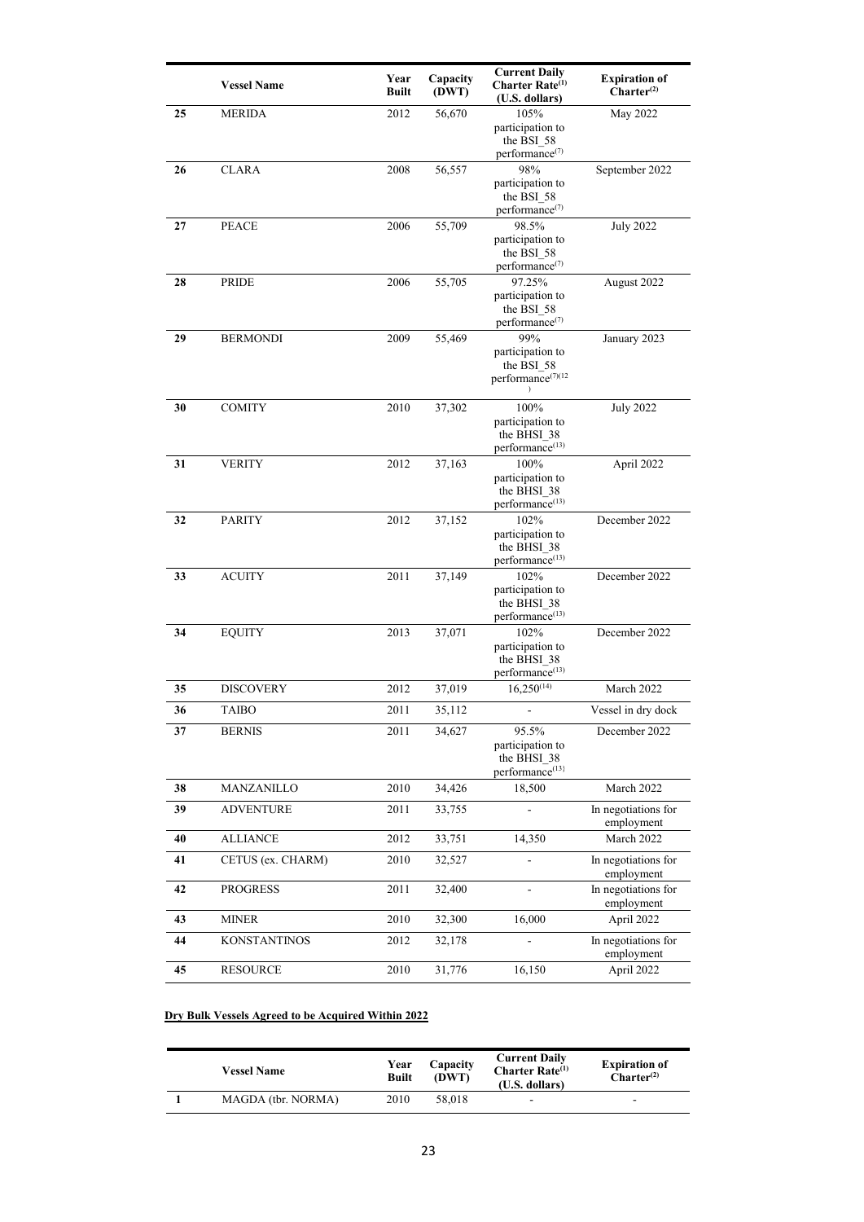| | Vessel Name | Year Built | Capacity (DWT) | Current Daily Charter Rate[(1)] (U.S. dollars) | Expiration of Charter[(2)] |
|---|---|---|---|---|---|
| 25 | MERIDA | 2012 | 56,670 | 105% participation to the BSI_58 performance[(7)] | May 2022 |
| 26 | CLARA | 2008 | 56,557 | 98% participation to the BSI_58 performance[(7)] | September 2022 |
| 27 | PEACE | 2006 | 55,709 | 98.5% participation to the BSI_58 performance[(7)] | July 2022 |
| 28 | PRIDE | 2006 | 55,705 | 97.25% participation to the BSI_58 performance[(7)] | August 2022 |
| 29 | BERMONDI | 2009 | 55,469 | 99% participation to the BSI_58 performance[(7)(12)] | January 2023 |
| 30 | COMITY | 2010 | 37,302 | 100% participation to the BHSI_38 performance[(13)] | July 2022 |
| 31 | VERITY | 2012 | 37,163 | 100% participation to the BHSI_38 performance[(13)] | April 2022 |
| 32 | PARITY | 2012 | 37,152 | 102% participation to the BHSI_38 performance[(13)] | December 2022 |
| 33 | ACUITY | 2011 | 37,149 | 102% participation to the BHSI_38 performance[(13)] | December 2022 |
| 34 | EQUITY | 2013 | 37,071 | 102% participation to the BHSI_38 performance[(13)] | December 2022 |
| 35 | DISCOVERY | 2012 | 37,019 | 16,250[(14)] | March 2022 |
| 36 | TAIBO | 2011 | 35,112 | - | Vessel in dry dock |
| 37 | BERNIS | 2011 | 34,627 | 95.5% participation to the BHSI_38 performance[(13)] | December 2022 |
| 38 | MANZANILLO | 2010 | 34,426 | 18,500 | March 2022 |
| 39 | ADVENTURE | 2011 | 33,755 | - | In negotiations for employment |
| 40 | ALLIANCE | 2012 | 33,751 | 14,350 | March 2022 |
| 41 | CETUS (ex. CHARM) | 2010 | 32,527 | - | In negotiations for employment |
| 42 | PROGRESS | 2011 | 32,400 | - | In negotiations for employment |
| 43 | MINER | 2010 | 32,300 | 16,000 | April 2022 |
| 44 | KONSTANTINOS | 2012 | 32,178 | - | In negotiations for employment |
| 45 | RESOURCE | 2010 | 31,776 | 16,150 | April 2022 |

**Dry Bulk Vessels Agreed to be Acquired Within 2022**

| | Vessel Name | Year Built | Capacity (DWT) | Current Daily Charter Rate[(1)] (U.S. dollars) | Expiration of Charter[(2)] |
|---|---|---|---|---|---|
| 1 | MAGDA (tbr. NORMA) | 2010 | 58,018 | - | - |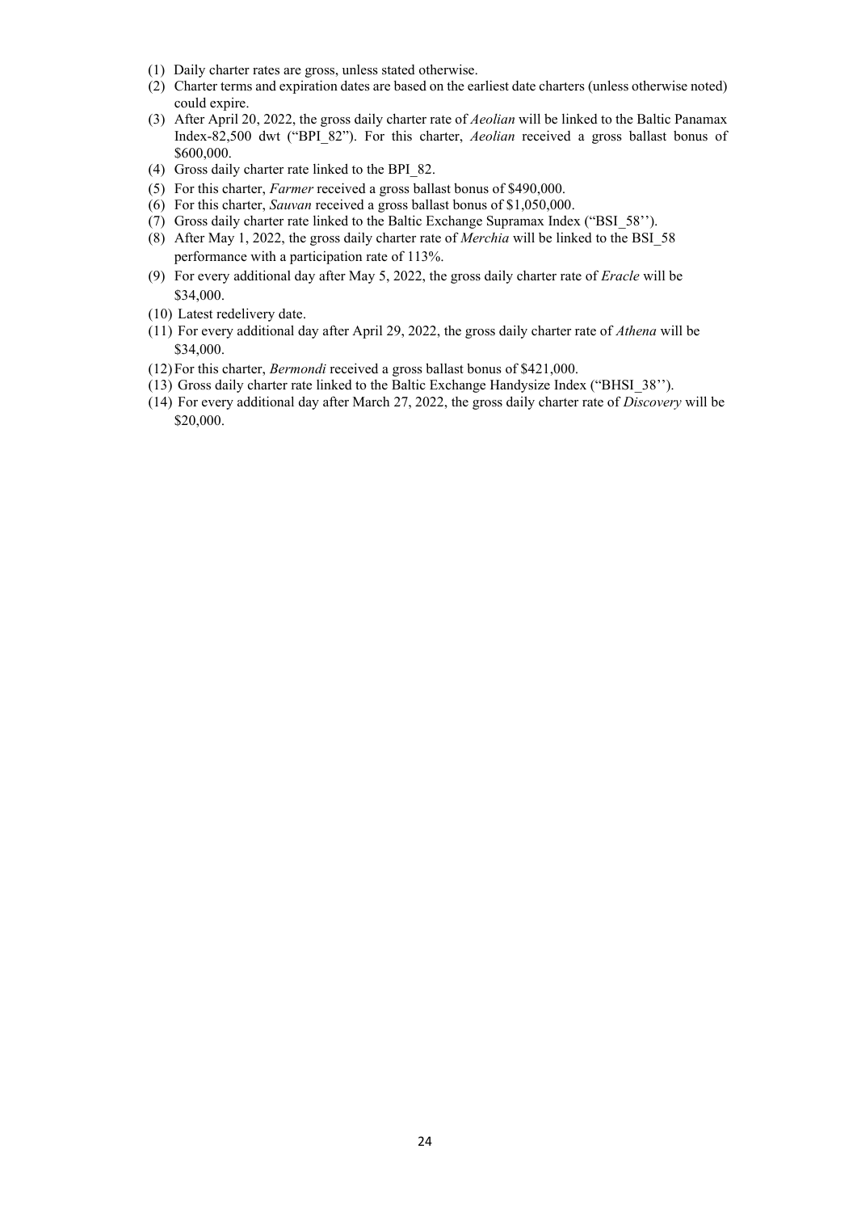(1) Daily charter rates are gross, unless stated otherwise.
(2) Charter terms and expiration dates are based on the earliest date charters (unless otherwise noted) could expire.
(3) After April 20, 2022, the gross daily charter rate of *Aeolian* will be linked to the Baltic Panamax Index-82,500 dwt ("BPI_82"). For this charter, *Aeolian* received a gross ballast bonus of $600,000.
(4) Gross daily charter rate linked to the BPI_82.
(5) For this charter, *Farmer* received a gross ballast bonus of $490,000.
(6) For this charter, *Sauvan* received a gross ballast bonus of $1,050,000.
(7) Gross daily charter rate linked to the Baltic Exchange Supramax Index ("BSI_58'').
(8) After May 1, 2022, the gross daily charter rate of *Merchia* will be linked to the BSI_58 performance with a participation rate of 113%.
(9) For every additional day after May 5, 2022, the gross daily charter rate of *Eracle* will be $34,000.
(10) Latest redelivery date.
(11) For every additional day after April 29, 2022, the gross daily charter rate of *Athena* will be $34,000.
(12) For this charter, *Bermondi* received a gross ballast bonus of $421,000.
(13) Gross daily charter rate linked to the Baltic Exchange Handysize Index ("BHSI_38'').
(14) For every additional day after March 27, 2022, the gross daily charter rate of *Discovery* will be $20,000.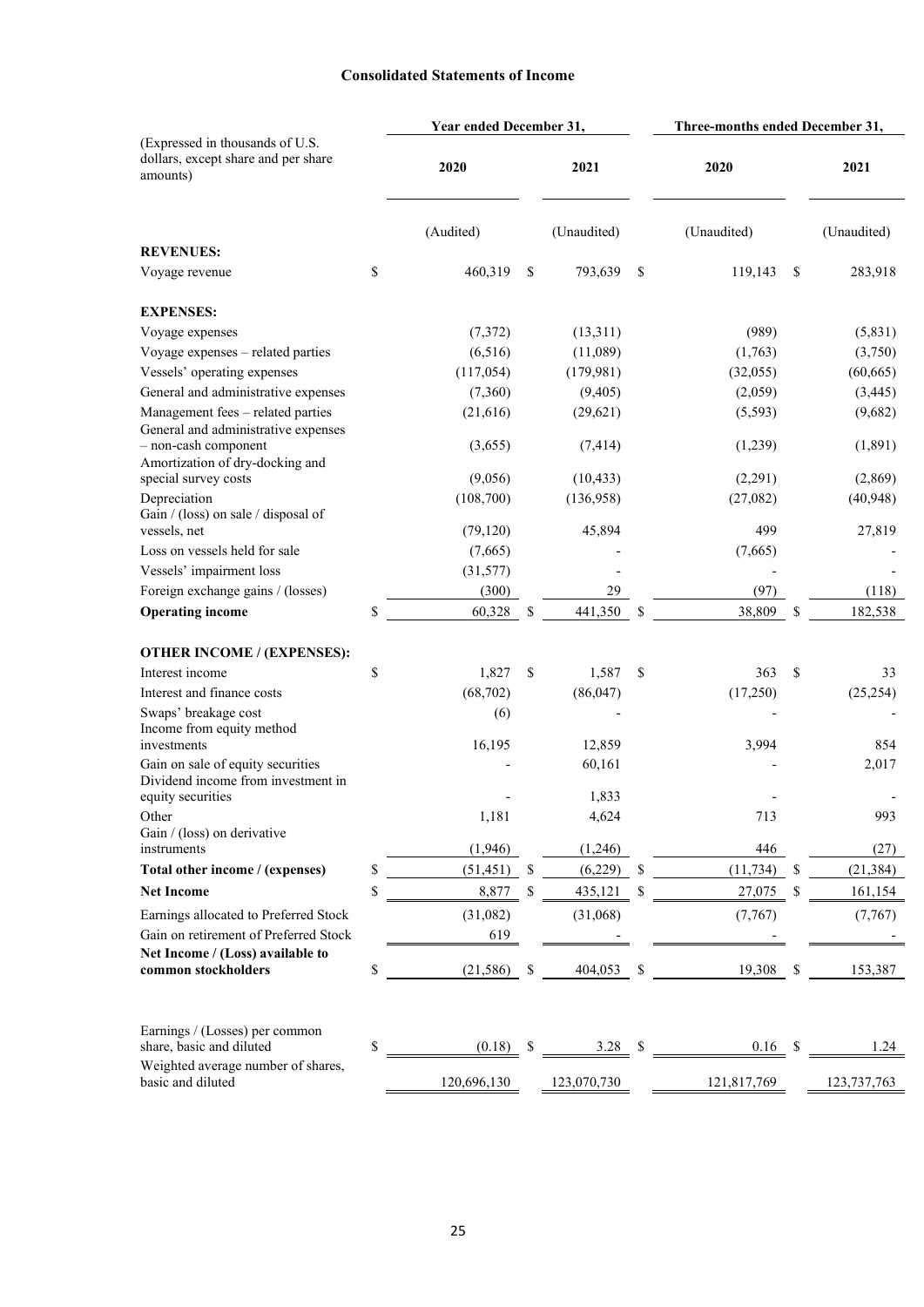## Consolidated Statements of Income

| (Expressed in thousands of U.S. dollars, except share and per share amounts) | Year ended December 31, | | Three-months ended December 31, | |
|---|---|---|---|---|
| | 2020 | 2021 | 2020 | 2021 |
| | (Audited) | (Unaudited) | (Unaudited) | (Unaudited) |
| **REVENUES:** | | | | |
| Voyage revenue | $ 460,319 | $ 793,639 | $ 119,143 | $ 283,918 |
| **EXPENSES:** | | | | |
| Voyage expenses | (7,372) | (13,311) | (989) | (5,831) |
| Voyage expenses – related parties | (6,516) | (11,089) | (1,763) | (3,750) |
| Vessels' operating expenses | (117,054) | (179,981) | (32,055) | (60,665) |
| General and administrative expenses | (7,360) | (9,405) | (2,059) | (3,445) |
| Management fees – related parties | (21,616) | (29,621) | (5,593) | (9,682) |
| General and administrative expenses – non-cash component | (3,655) | (7,414) | (1,239) | (1,891) |
| Amortization of dry-docking and special survey costs | (9,056) | (10,433) | (2,291) | (2,869) |
| Depreciation | (108,700) | (136,958) | (27,082) | (40,948) |
| Gain / (loss) on sale / disposal of vessels, net | (79,120) | 45,894 | 499 | 27,819 |
| Loss on vessels held for sale | (7,665) | - | (7,665) | - |
| Vessels' impairment loss | (31,577) | - | - | - |
| Foreign exchange gains / (losses) | (300) | 29 | (97) | (118) |
| **Operating income** | $ 60,328 | $ 441,350 | $ 38,809 | $ 182,538 |
| **OTHER INCOME / (EXPENSES):** | | | | |
| Interest income | $ 1,827 | $ 1,587 | $ 363 | $ 33 |
| Interest and finance costs | (68,702) | (86,047) | (17,250) | (25,254) |
| Swaps' breakage cost | (6) | - | - | - |
| Income from equity method investments | 16,195 | 12,859 | 3,994 | 854 |
| Gain on sale of equity securities | - | 60,161 | - | 2,017 |
| Dividend income from investment in equity securities | - | 1,833 | - | - |
| Other | 1,181 | 4,624 | 713 | 993 |
| Gain / (loss) on derivative instruments | (1,946) | (1,246) | 446 | (27) |
| **Total other income / (expenses)** | $ (51,451) | $ (6,229) | $ (11,734) | $ (21,384) |
| **Net Income** | $ 8,877 | $ 435,121 | $ 27,075 | $ 161,154 |
| Earnings allocated to Preferred Stock | (31,082) | (31,068) | (7,767) | (7,767) |
| Gain on retirement of Preferred Stock | 619 | - | - | - |
| **Net Income / (Loss) available to common stockholders** | $ (21,586) | $ 404,053 | $ 19,308 | $ 153,387 |
| Earnings / (Losses) per common share, basic and diluted | $ (0.18) | $ 3.28 | $ 0.16 | $ 1.24 |
| Weighted average number of shares, basic and diluted | 120,696,130 | 123,070,730 | 121,817,769 | 123,737,763 |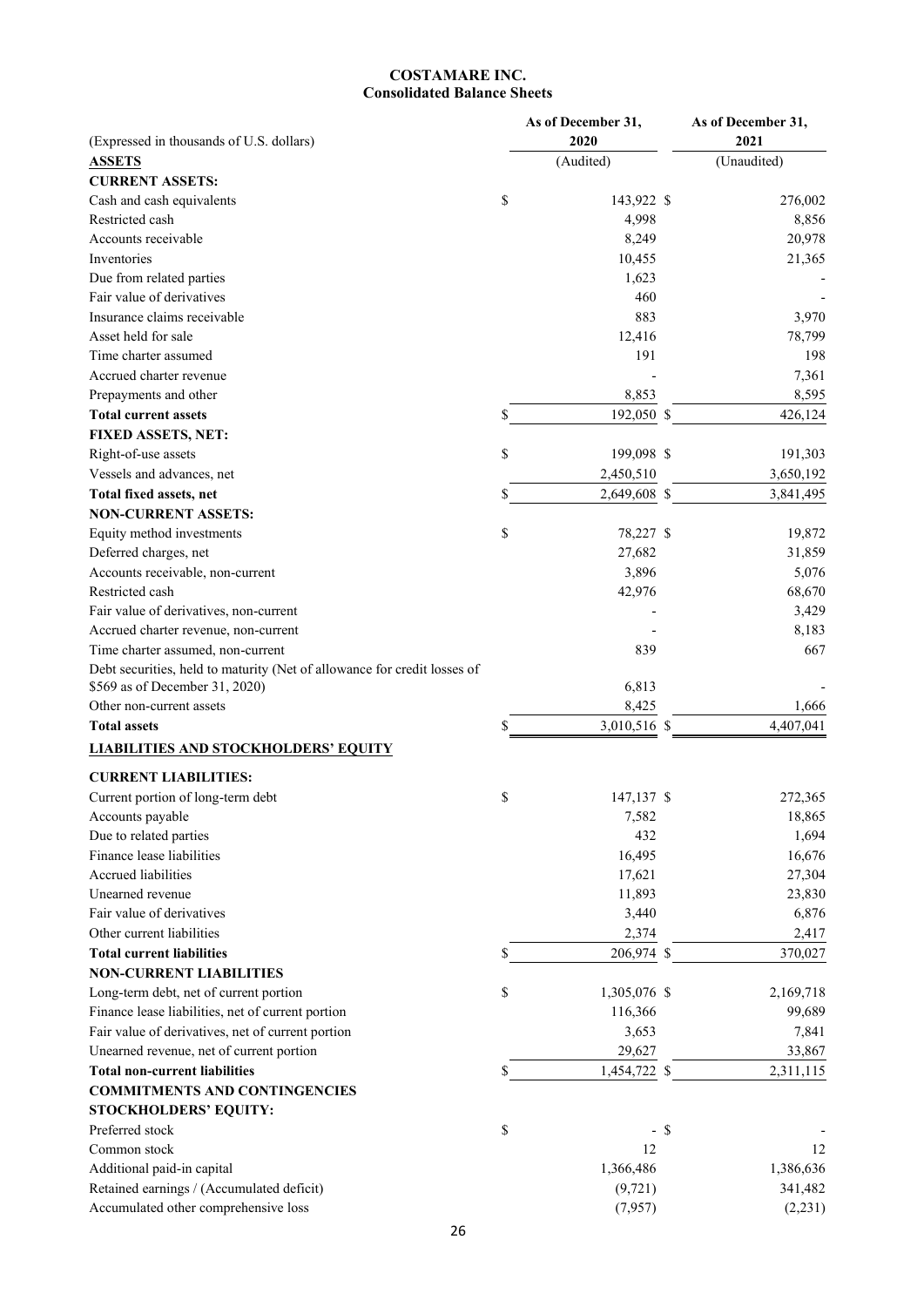# COSTAMARE INC.
## Consolidated Balance Sheets

| (Expressed in thousands of U.S. dollars) | As of December 31, 2020 | As of December 31, 2021 |
|---|---|---|
| **ASSETS** | (Audited) | (Unaudited) |
| **CURRENT ASSETS:** | | |
| Cash and cash equivalents | $ 143,922 | $ 276,002 |
| Restricted cash | 4,998 | 8,856 |
| Accounts receivable | 8,249 | 20,978 |
| Inventories | 10,455 | 21,365 |
| Due from related parties | 1,623 | - |
| Fair value of derivatives | 460 | - |
| Insurance claims receivable | 883 | 3,970 |
| Asset held for sale | 12,416 | 78,799 |
| Time charter assumed | 191 | 198 |
| Accrued charter revenue | - | 7,361 |
| Prepayments and other | 8,853 | 8,595 |
| **Total current assets** | $ 192,050 | $ 426,124 |
| **FIXED ASSETS, NET:** | | |
| Right-of-use assets | $ 199,098 | $ 191,303 |
| Vessels and advances, net | 2,450,510 | 3,650,192 |
| **Total fixed assets, net** | $ 2,649,608 | $ 3,841,495 |
| **NON-CURRENT ASSETS:** | | |
| Equity method investments | $ 78,227 | $ 19,872 |
| Deferred charges, net | 27,682 | 31,859 |
| Accounts receivable, non-current | 3,896 | 5,076 |
| Restricted cash | 42,976 | 68,670 |
| Fair value of derivatives, non-current | - | 3,429 |
| Accrued charter revenue, non-current | - | 8,183 |
| Time charter assumed, non-current | 839 | 667 |
| Debt securities, held to maturity (Net of allowance for credit losses of $569 as of December 31, 2020) | 6,813 | - |
| Other non-current assets | 8,425 | 1,666 |
| **Total assets** | $ 3,010,516 | $ 4,407,041 |
| **LIABILITIES AND STOCKHOLDERS' EQUITY** | | |
| **CURRENT LIABILITIES:** | | |
| Current portion of long-term debt | $ 147,137 | $ 272,365 |
| Accounts payable | 7,582 | 18,865 |
| Due to related parties | 432 | 1,694 |
| Finance lease liabilities | 16,495 | 16,676 |
| Accrued liabilities | 17,621 | 27,304 |
| Unearned revenue | 11,893 | 23,830 |
| Fair value of derivatives | 3,440 | 6,876 |
| Other current liabilities | 2,374 | 2,417 |
| **Total current liabilities** | $ 206,974 | $ 370,027 |
| **NON-CURRENT LIABILITIES** | | |
| Long-term debt, net of current portion | $ 1,305,076 | $ 2,169,718 |
| Finance lease liabilities, net of current portion | 116,366 | 99,689 |
| Fair value of derivatives, net of current portion | 3,653 | 7,841 |
| Unearned revenue, net of current portion | 29,627 | 33,867 |
| **Total non-current liabilities** | $ 1,454,722 | $ 2,311,115 |
| **COMMITMENTS AND CONTINGENCIES** | | |
| **STOCKHOLDERS' EQUITY:** | | |
| Preferred stock | $ - | $ - |
| Common stock | 12 | 12 |
| Additional paid-in capital | 1,366,486 | 1,386,636 |
| Retained earnings / (Accumulated deficit) | (9,721) | 341,482 |
| Accumulated other comprehensive loss | (7,957) | (2,231) |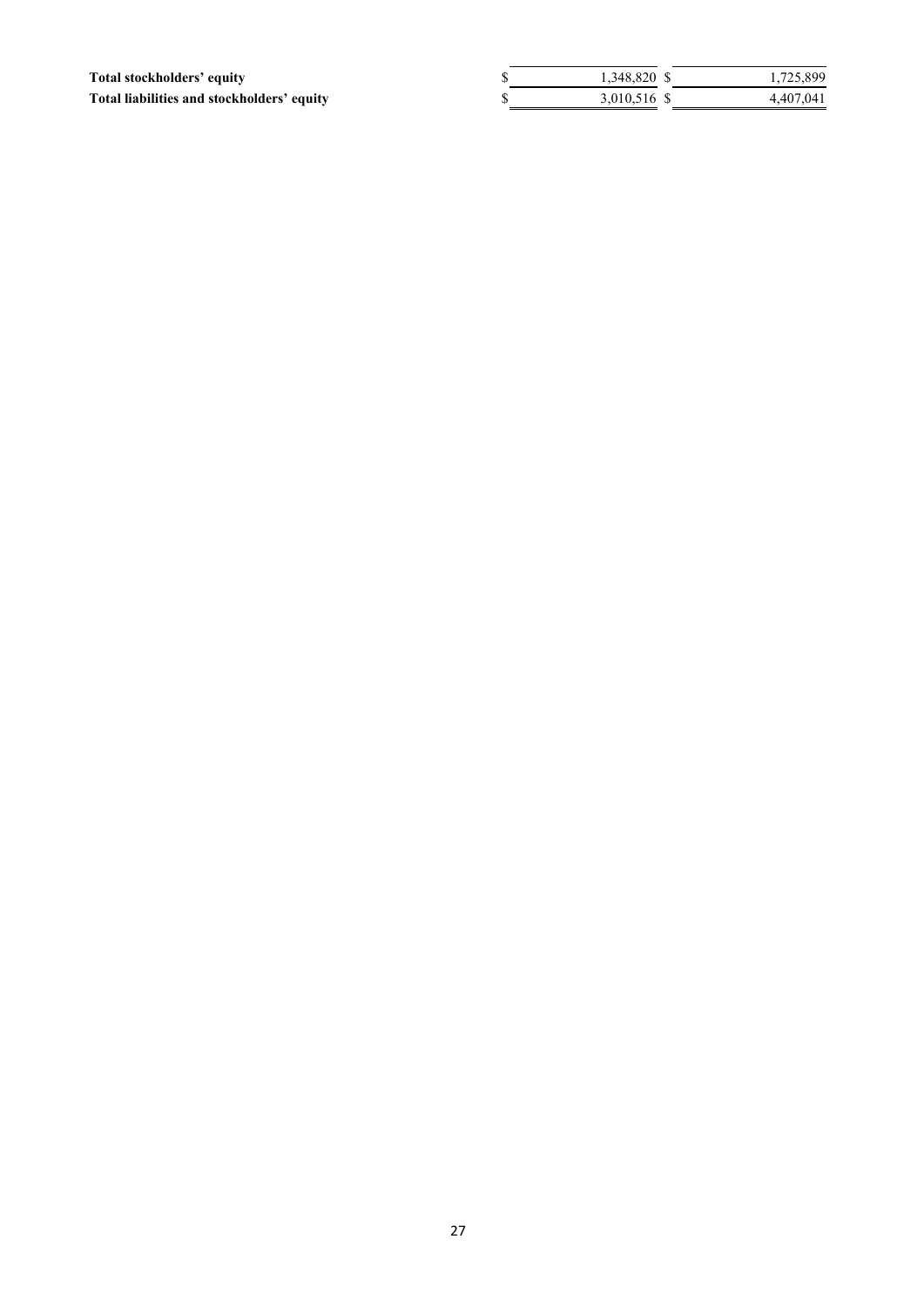| | | |
|---|---|---|
| **Total stockholders' equity** | $ 1,348,820 | $ 1,725,899 |
| **Total liabilities and stockholders' equity** | $ 3,010,516 | $ 4,407,041 |